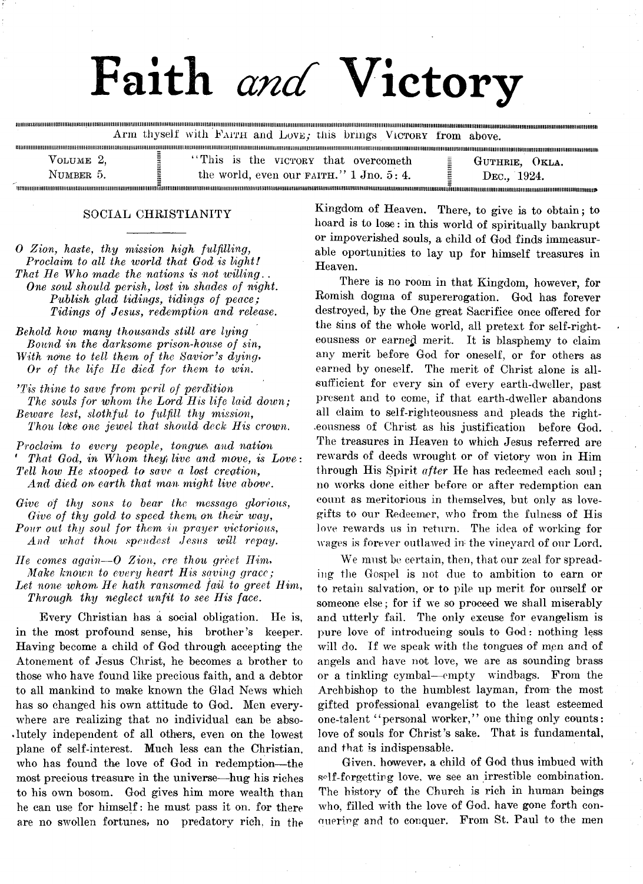# Faith *and* Victory

Arm thyself with FAITH and LOVE; this brings VICTORY from above.

VOLUME 2, NUMBER 5. | "This is the VICTORY that overcometh the world, even our FAITH." 1 Jno. 5: 4. | GUTHRIE, OKLA. DEC., 1924.

## SOCIAL CHRISTIANITY

*O Zion, haste, thy mission high fulfilling,*
*Proclaim to all the world that God is light!*
*That He Who made the nations is not willing..*
*One soul should perish, lost in shades of night.*
*Publish glad tidings, tidings of peace;*
*Tidings of Jesus, redemption and release.*

*Behold how many thousands still are lying*
*Bound in the darksome prison-house of sin,*
*With none to tell them of the Savior's dying,*
*Or of the life He died for them to win.*

*'Tis thine to save from peril of perdition*
*The souls for whom the Lord His life laid down;*
*Beware lest, slothful to fulfill thy mission,*
*Thou lose one jewel that should deck His crown.*

*Proclaim to every people, tongue and nation*
*That God, in Whom they live and move, is Love:*
*Tell how He stooped to save a lost creation,*
*And died on earth that man might live above.*

*Give of thy sons to bear the message glorious,*
*Give of thy gold to speed them on their way,*
*Pour out thy soul for them in prayer victorious,*
*And what thou spendest Jesus will repay.*

*He comes again—O Zion, ere thou greet Him,*
*Make known to every heart His saving grace;*
*Let none whom He hath ransomed fail to greet Him,*
*Through thy neglect unfit to see His face.*

Every Christian has a social obligation. He is, in the most profound sense, his brother's keeper. Having become a child of God through accepting the Atonement of Jesus Christ, he becomes a brother to those who have found like precious faith, and a debtor to all mankind to make known the Glad News which has so changed his own attitude to God. Men everywhere are realizing that no individual can be absolutely independent of all others, even on the lowest plane of self-interest. Much less can the Christian, who has found the love of God in redemption—the most precious treasure in the universe—hug his riches to his own bosom. God gives him more wealth than he can use for himself: he must pass it on. for there are no swollen fortunes, no predatory rich, in the Kingdom of Heaven. There, to give is to obtain; to hoard is to lose: in this world of spiritually bankrupt or impoverished souls, a child of God finds immeasurable oportunities to lay up for himself treasures in Heaven.

There is no room in that Kingdom, however, for Romish dogma of supererogation. God has forever destroyed, by the One great Sacrifice once offered for the sins of the whole world, all pretext for self-righteousness or earned merit. It is blasphemy to claim any merit before God for oneself, or for others as earned by oneself. The merit of Christ alone is all-sufficient for every sin of every earth-dweller, past present and to come, if that earth-dweller abandons all claim to self-righteousness and pleads the righteousness of Christ as his justification before God. The treasures in Heaven to which Jesus referred are rewards of deeds wrought or of victory won in Him through His Spirit *after* He has redeemed each soul; no works done either before or after redemption can count as meritorious in themselves, but only as love-gifts to our Redeemer, who from the fulness of His love rewards us in return. The idea of working for wages is forever outlawed in the vineyard of our Lord.

We must be certain, then, that our zeal for spreading the Gospel is not due to ambition to earn or to retain salvation, or to pile up merit for ourself or someone else; for if we so proceed we shall miserably and utterly fail. The only excuse for evangelism is pure love of introducing souls to God: nothing less will do. If we speak with the tongues of men and of angels and have not love, we are as sounding brass or a tinkling cymbal—empty windbags. From the Archbishop to the humblest layman, from the most gifted professional evangelist to the least esteemed one-talent "personal worker," one thing only counts: love of souls for Christ's sake. That is fundamental, and that is indispensable.

Given. however, a child of God thus imbued with self-forgetting love, we see an irrestible combination. The history of the Church is rich in human beings who, filled with the love of God. have gone forth conquering and to conquer. From St. Paul to the men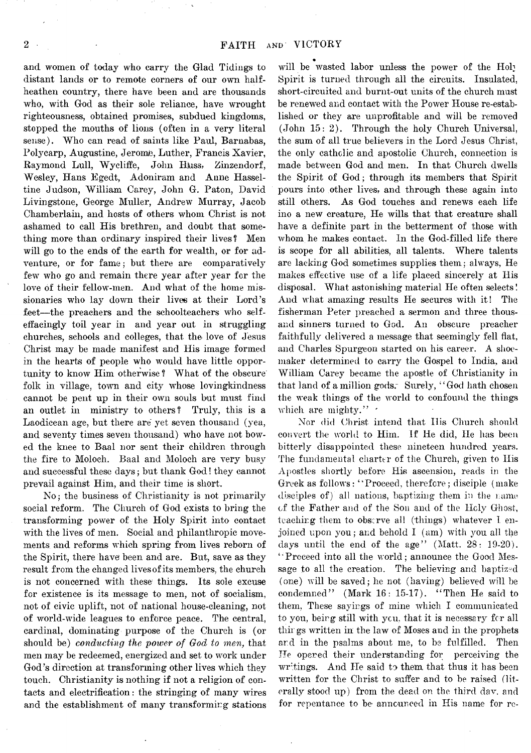and women of today who carry the Glad Tidings to distant lands or to remote corners of our own half-heathen country, there have been and are thousands who, with God as their sole reliance, have wrought righteousness, obtained promises, subdued kingdoms, stopped the mouths of lions (often in a very literal sense). Who can read of saints like Paul, Barnabas, Polycarp, Augustine, Jerome, Luther, Francis Xavier, Raymond Lull, Wycliffe, John Huss, Zinzendorf, Wesley, Hans Egedt, Adoniram and Anne Hasseltine Judson, William Carey, John G. Paton, David Livingstone, George Muller, Andrew Murray, Jacob Chamberlain, and hosts of others whom Christ is not ashamed to call His brethren, and doubt that something more than ordinary inspired their lives? Men will go to the ends of the earth for wealth, or for adventure, or for fame; but there are comparatively few who go and remain there year after year for the love of their fellow-men. And what of the home missionaries who lay down their lives at their Lord's feet—the preachers and the schoolteachers who self-effacingly toil year in and year out in struggling churches, schools and colleges, that the love of Jesus Christ may be made manifest and His image formed in the hearts of people who would have little opportunity to know Him otherwise? What of the obscure folk in village, town and city whose lovingkindness cannot be pent up in their own souls but must find an outlet in ministry to others? Truly, this is a Laodicean age, but there are yet seven thousand (yea, and seventy times seven thousand) who have not bowed the knee to Baal nor sent their children through the fire to Moloch. Baal and Moloch are very busy and successful these days; but thank God! they cannot prevail against Him, and their time is short.

No; the business of Christianity is not primarily social reform. The Church of God exists to bring the transforming power of the Holy Spirit into contact with the lives of men. Social and philanthropic movements and reforms which spring from lives reborn of the Spirit, there have been and are. But, save as they result from the changed lives of its members, the church is not concerned with these things. Its sole excuse for existence is its message to men, not of socialism, not of civic uplift, not of national house-cleaning, not of world-wide leagues to enforce peace. The central, cardinal, dominating purpose of the Church is (or should be) *conducting the power of God to men,* that men may be redeemed, energized and set to work under God's direction at transforming other lives which they touch. Christianity is nothing if not a religion of contacts and electrification: the stringing of many wires and the establishment of many transforming stations will be wasted labor unless the power of the Holy Spirit is turned through all the circuits. Insulated, short-circuited and burnt-out units of the church must be renewed and contact with the Power House re-established or they are unprofitable and will be removed (John 15: 2). Through the holy Church Universal, the sum of all true believers in the Lord Jesus Christ, the only catholic and apostolic Church, connection is made between God and men. In that Church dwells the Spirit of God; through its members that Spirit pours into other lives, and through these again into still others. As God touches and renews each life ino a new creature, He wills that that creature shall have a definite part in the betterment of those with whom he makes contact. In the God-filled life there is scope for all abilities, all talents. Where talents are lacking God sometimes supplies them; always, He makes effective use of a life placed sincerely at His disposal. What astonishing material He often selects! And what amazing results He secures with it! The fisherman Peter preached a sermon and three thousand sinners turned to God. An obscure preacher faithfully delivered a message that seemingly fell flat, and Charles Spurgeon started on his career. A shoemaker determined to carry the Gospel to India, and William Carey became the apostle of Christianity in that land of a million gods. Surely, "God hath chosen the weak things of the world to confound the things which are mighty."

Nor did Christ intend that His Church should convert the world to Him. If He did, He has been bitterly disappointed these nineteen hundred years. The fundamental charter of the Church, given to His Apostles shortly before His ascension, reads in the Greek as follows: "Proceed, therefore; disciple (make disciples of) all nations, baptizing them in the name of the Father and of the Son and of the Holy Ghost, teaching them to observe all (things) whatever I enjoined upon you; and behold I (am) with you all the days until the end of the age" (Matt. 28: 19-20). "Proceed into all the world; announce the Good Message to all the creation. The believing and baptized (one) will be saved; he not (having) believed will be condemned" (Mark 16: 15-17). "Then He said to them, These sayings of mine which I communicated to you, being still with you, that it is necessary for all things written in the law of Moses and in the prophets and in the psalms about me, to be fulfilled. Then He opened their understanding for perceiving the writings. And He said to them that thus it has been written for the Christ to suffer and to be raised (literally stood up) from the dead on the third day, and for repentance to be announced in His name for re-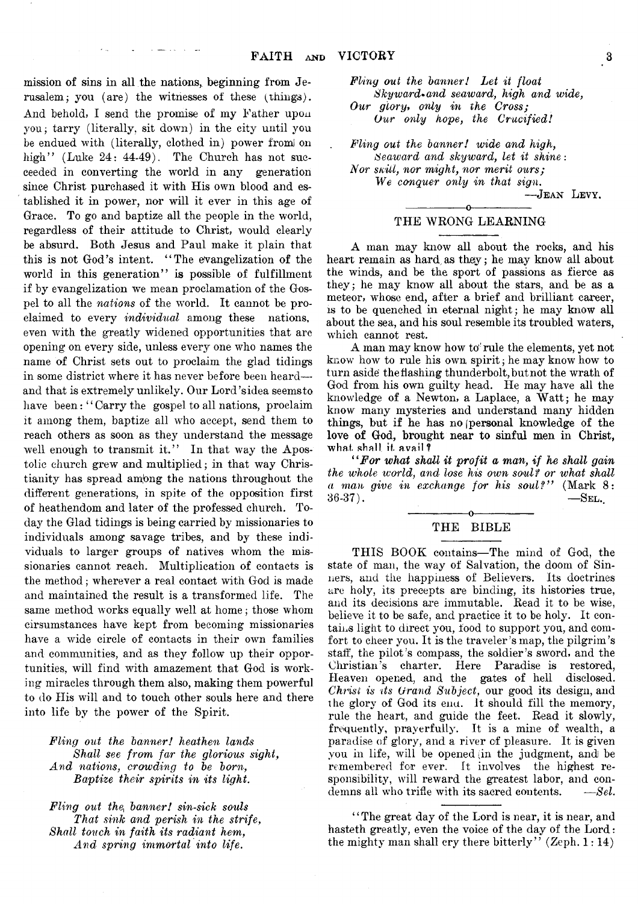mission of sins in all the nations, beginning from Jerusalem; you (are) the witnesses of these (things). And behold, I send the promise of my Father upon you; tarry (literally, sit down) in the city until you be endued with (literally, clothed in) power from on high" (Luke 24: 44-49). The Church has not succeeded in converting the world in any generation since Christ purchased it with His own blood and established it in power, nor will it ever in this age of Grace. To go and baptize all the people in the world, regardless of their attitude to Christ, would clearly be absurd. Both Jesus and Paul make it plain that this is not God's intent. "The evangelization of the world in this generation" is possible of fulfillment if by evangelization we mean proclamation of the Gospel to all the *nations* of the world. It cannot be proclaimed to every *individual* among these nations, even with the greatly widened opportunities that are opening on every side, unless every one who names the name of Christ sets out to proclaim the glad tidings in some district where it has never before been heard—and that is extremely unlikely. Our Lord'sidea seemsto have been: "Carry the gospel to all nations, proclaim it among them, baptize all who accept, send them to reach others as soon as they understand the message well enough to transmit it." In that way the Apostolic church grew and multiplied; in that way Christianity has spread among the nations throughout the different generations, in spite of the opposition first of heathendom and later of the professed church. Today the Glad tidings is being carried by missionaries to individuals among savage tribes, and by these individuals to larger groups of natives whom the missionaries cannot reach. Multiplication of contacts is the method; wherever a real contact with God is made and maintained the result is a transformed life. The same method works equally well at home; those whom cirsumstances have kept from becoming missionaries have a wide circle of contacts in their own families and communities, and as they follow up their opportunities, will find with amazement that God is working miracles through them also, making them powerful to do His will and to touch other souls here and there into life by the power of the Spirit.

*Fling out the banner! heathen lands*
*Shall see from far the glorious sight,*
*And nations, crowding to be born,*
*Baptize their spirits in its light.*

*Fling out the banner! sin-sick souls*
*That sink and perish in the strife,*
*Shall touch in faith its radiant hem,*
*And spring immortal into life.*

*Fling out the banner! Let it float*
*Skyward and seaward, high and wide,*
*Our glory, only in the Cross;*
*Our only hope, the Crucified!*

*Fling out the banner! wide and high,*
*Seaward and skyward, let it shine:*
*Nor skill, nor might, nor merit ours;*
*We conquer only in that sign.*

—JEAN LEVY.

## THE WRONG LEARNING

A man may know all about the rocks, and his heart remain as hard as they; he may know all about the winds, and be the sport of passions as fierce as they; he may know all about the stars, and be as a meteor, whose end, after a brief and brilliant career, is to be quenched in eternal night; he may know all about the sea, and his soul resemble its troubled waters, which cannot rest.

A man may know how to rule the elements, yet not know how to rule his own spirit; he may know how to turn aside the flashing thunderbolt, but not the wrath of God from his own guilty head. He may have all the knowledge of a Newton, a Laplace, a Watt; he may know many mysteries and understand many hidden things, but if he has no personal knowledge of the love of God, brought near to sinful men in Christ, what shall it avail?

*"For what shall it profit a man, if he shall gain the whole world, and lose his own soul? or what shall a man give in exchange for his soul?"* (Mark 8: 36-37). —SEL.

## THE BIBLE

THIS BOOK contains—The mind of God, the state of man, the way of Salvation, the doom of Sinners, and the happiness of Believers. Its doctrines are holy, its precepts are binding, its histories true, and its decisions are immutable. Read it to be wise, believe it to be safe, and practice it to be holy. It contains light to direct you, food to support you, and comfort to cheer you. It is the traveler's map, the pilgrim's staff, the pilot's compass, the soldier's sword, and the Christian's charter. Here Paradise is restored, Heaven opened, and the gates of hell disclosed. *Christ is its Grand Subject*, our good its design, and the glory of God its end. It should fill the memory, rule the heart, and guide the feet. Read it slowly, frequently, prayerfully. It is a mine of wealth, a paradise of glory, and a river of pleasure. It is given you in life, will be opened in the judgment, and be remembered for ever. It involves the highest responsibility, will reward the greatest labor, and condemns all who trifle with its sacred contents. —*Sel.*

"The great day of the Lord is near, it is near, and hasteth greatly, even the voice of the day of the Lord: the mighty man shall cry there bitterly" (Zeph. 1: 14)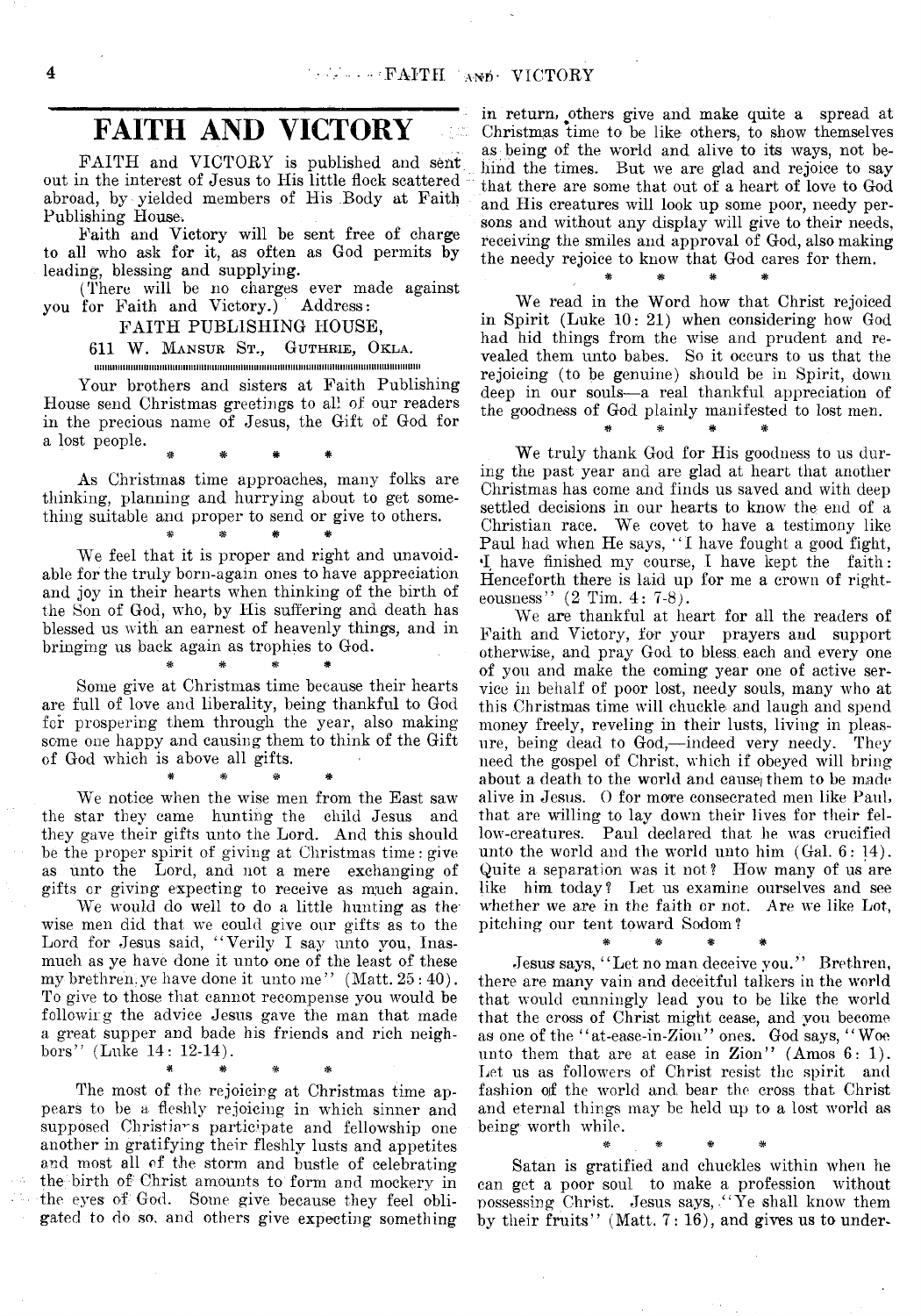# FAITH AND VICTORY

FAITH and VICTORY is published and sent out in the interest of Jesus to His little flock scattered abroad, by yielded members of His Body at Faith Publishing House.

Faith and Victory will be sent free of charge to all who ask for it, as often as God permits by leading, blessing and supplying.

(There will be no charges ever made against you for Faith and Victory.) Address:

FAITH PUBLISHING HOUSE,

611 W. MANSUR ST., GUTHRIE, OKLA.

Your brothers and sisters at Faith Publishing House send Christmas greetings to all of our readers in the precious name of Jesus, the Gift of God for a lost people.

\* \* \* \*

As Christmas time approaches, many folks are thinking, planning and hurrying about to get something suitable and proper to send or give to others.

\* \* \* \*

We feel that it is proper and right and unavoidable for the truly born-again ones to have appreciation and joy in their hearts when thinking of the birth of the Son of God, who, by His suffering and death has blessed us with an earnest of heavenly things, and in bringing us back again as trophies to God.

\* \* \* \*

Some give at Christmas time because their hearts are full of love and liberality, being thankful to God for prospering them through the year, also making some one happy and causing them to think of the Gift of God which is above all gifts.

\* \* \* \*

We notice when the wise men from the East saw the star they came hunting the child Jesus and they gave their gifts unto the Lord. And this should be the proper spirit of giving at Christmas time: give as unto the Lord, and not a mere exchanging of gifts or giving expecting to receive as much again.

We would do well to do a little hunting as the wise men did that we could give our gifts as to the Lord for Jesus said, "Verily I say unto you, Inasmuch as ye have done it unto one of the least of these my brethren, ye have done it unto me" (Matt. 25: 40). To give to those that cannot recompense you would be following the advice Jesus gave the man that made a great supper and bade his friends and rich neighbors" (Luke 14: 12-14).

\* \* \* \*

The most of the rejoicing at Christmas time appears to be a fleshly rejoicing in which sinner and supposed Christians participate and fellowship one another in gratifying their fleshly lusts and appetites and most all of the storm and bustle of celebrating the birth of Christ amounts to form and mockery in the eyes of God. Some give because they feel obligated to do so, and others give expecting something in return, others give and make quite a spread at Christmas time to be like others, to show themselves as being of the world and alive to its ways, not behind the times. But we are glad and rejoice to say that there are some that out of a heart of love to God and His creatures will look up some poor, needy persons and without any display will give to their needs, receiving the smiles and approval of God, also making the needy rejoice to know that God cares for them.

\* \* \* \*

We read in the Word how that Christ rejoiced in Spirit (Luke 10: 21) when considering how God had hid things from the wise and prudent and revealed them unto babes. So it occurs to us that the rejoicing (to be genuine) should be in Spirit, down deep in our souls—a real thankful appreciation of the goodness of God plainly manifested to lost men.

\* \* \* \*

We truly thank God for His goodness to us during the past year and are glad at heart that another Christmas has come and finds us saved and with deep settled decisions in our hearts to know the end of a Christian race. We covet to have a testimony like Paul had when He says, "I have fought a good fight, I have finished my course, I have kept the faith: Henceforth there is laid up for me a crown of righteousness" (2 Tim. 4: 7-8).

We are thankful at heart for all the readers of Faith and Victory, for your prayers and support otherwise, and pray God to bless each and every one of you and make the coming year one of active service in behalf of poor lost, needy souls, many who at this Christmas time will chuckle and laugh and spend money freely, reveling in their lusts, living in pleasure, being dead to God,—indeed very needy. They need the gospel of Christ, which if obeyed will bring about a death to the world and cause them to be made alive in Jesus. O for more consecrated men like Paul, that are willing to lay down their lives for their fellow-creatures. Paul declared that he was crucified unto the world and the world unto him (Gal. 6: 14). Quite a separation was it not? How many of us are like him today? Let us examine ourselves and see whether we are in the faith or not. Are we like Lot, pitching our tent toward Sodom?

\* \* \* \*

Jesus says, "Let no man deceive you." Brethren, there are many vain and deceitful talkers in the world that would cunningly lead you to be like the world that the cross of Christ might cease, and you become as one of the "at-ease-in-Zion" ones. God says, "Woe unto them that are at ease in Zion" (Amos 6: 1). Let us as followers of Christ resist the spirit and fashion of the world and bear the cross that Christ and eternal things may be held up to a lost world as being worth while.

\* \* \* \*

Satan is gratified and chuckles within when he can get a poor soul to make a profession without possessing Christ. Jesus says, "Ye shall know them by their fruits" (Matt. 7: 16), and gives us to under-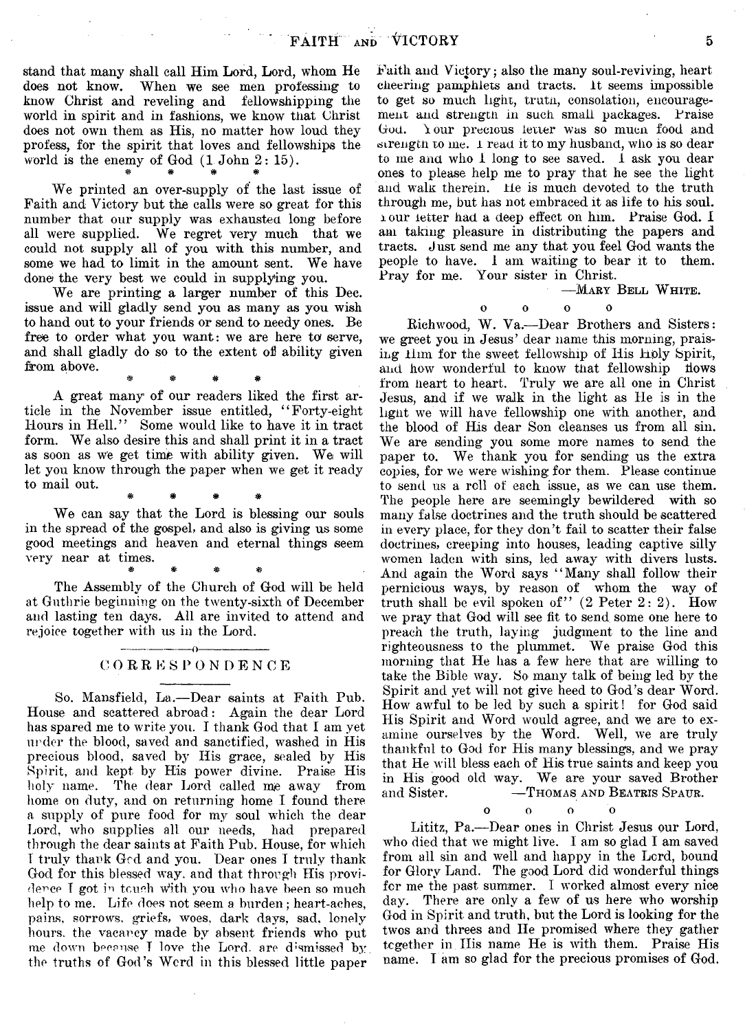stand that many shall call Him Lord, Lord, whom He does not know. When we see men professing to know Christ and reveling and fellowshipping the world in spirit and in fashions, we know that Christ does not own them as His, no matter how loud they profess, for the spirit that loves and fellowships the world is the enemy of God (1 John 2: 15).

\* \* \* \*

We printed an over-supply of the last issue of Faith and Victory but the calls were so great for this number that our supply was exhausted long before all were supplied. We regret very much that we could not supply all of you with this number, and some we had to limit in the amount sent. We have done the very best we could in supplying you.

We are printing a larger number of this Dec. issue and will gladly send you as many as you wish to hand out to your friends or send to needy ones. Be free to order what you want: we are here to serve, and shall gladly do so to the extent of ability given from above.

\* \* \* \*

A great many of our readers liked the first article in the November issue entitled, "Forty-eight Hours in Hell." Some would like to have it in tract form. We also desire this and shall print it in a tract as soon as we get time with ability given. We will let you know through the paper when we get it ready to mail out.

\* \* \* \*

We can say that the Lord is blessing our souls in the spread of the gospel, and also is giving us some good meetings and heaven and eternal things seem very near at times.

\* \* \* \*

The Assembly of the Church of God will be held at Guthrie beginning on the twenty-sixth of December and lasting ten days. All are invited to attend and rejoice together with us in the Lord.

## CORRESPONDENCE

So. Mansfield, La.—Dear saints at Faith Pub. House and scattered abroad: Again the dear Lord has spared me to write you. I thank God that I am yet under the blood, saved and sanctified, washed in His precious blood, saved by His grace, sealed by His Spirit, and kept by His power divine. Praise His holy name. The dear Lord called me away from home on duty, and on returning home I found there a supply of pure food for my soul which the dear Lord, who supplies all our needs, had prepared through the dear saints at Faith Pub. House, for which I truly thank God and you. Dear ones I truly thank God for this blessed way, and that through His providence I got in touch with you who have been so much help to me. Life does not seem a burden; heart-aches, pains, sorrows, griefs, woes, dark days, sad, lonely hours, the vacancy made by absent friends who put me down because I love the Lord, are dismissed by the truths of God's Word in this blessed little paper Faith and Victory; also the many soul-reviving, heart cheering pamphlets and tracts. It seems impossible to get so much light, truth, consolation, encouragement and strength in such small packages. Praise God. Your precious letter was so much food and strength to me. I read it to my husband, who is so dear to me and who I long to see saved. I ask you dear ones to please help me to pray that he see the light and walk therein. He is much devoted to the truth through me, but has not embraced it as life to his soul. Your letter had a deep effect on him. Praise God. I am taking pleasure in distributing the papers and tracts. Just send me any that you feel God wants the people to have. I am waiting to bear it to them. Pray for me. Your sister in Christ.

—Mary Bell White.

o o o o

Richwood, W. Va.—Dear Brothers and Sisters: we greet you in Jesus' dear name this morning, praising Him for the sweet fellowship of His Holy Spirit, and how wonderful to know that fellowship flows from heart to heart. Truly we are all one in Christ Jesus, and if we walk in the light as He is in the light we will have fellowship one with another, and the blood of His dear Son cleanses us from all sin. We are sending you some more names to send the paper to. We thank you for sending us the extra copies, for we were wishing for them. Please continue to send us a roll of each issue, as we can use them. The people here are seemingly bewildered with so many false doctrines and the truth should be scattered in every place, for they don't fail to scatter their false doctrines, creeping into houses, leading captive silly women laden with sins, led away with divers lusts. And again the Word says "Many shall follow their pernicious ways, by reason of whom the way of truth shall be evil spoken of" (2 Peter 2: 2). How we pray that God will see fit to send some one here to preach the truth, laying judgment to the line and righteousness to the plummet. We praise God this morning that He has a few here that are willing to take the Bible way. So many talk of being led by the Spirit and yet will not give heed to God's dear Word. How awful to be led by such a spirit! for God said His Spirit and Word would agree, and we are to examine ourselves by the Word. Well, we are truly thankful to God for His many blessings, and we pray that He will bless each of His true saints and keep you in His good old way. We are your saved Brother and Sister. —Thomas and Beatris Spaur.

o o o o

Lititz, Pa.—Dear ones in Christ Jesus our Lord, who died that we might live. I am so glad I am saved from all sin and well and happy in the Lord, bound for Glory Land. The good Lord did wonderful things for me the past summer. I worked almost every nice day. There are only a few of us here who worship God in Spirit and truth, but the Lord is looking for the twos and threes and He promised where they gather together in His name He is with them. Praise His name. I am so glad for the precious promises of God.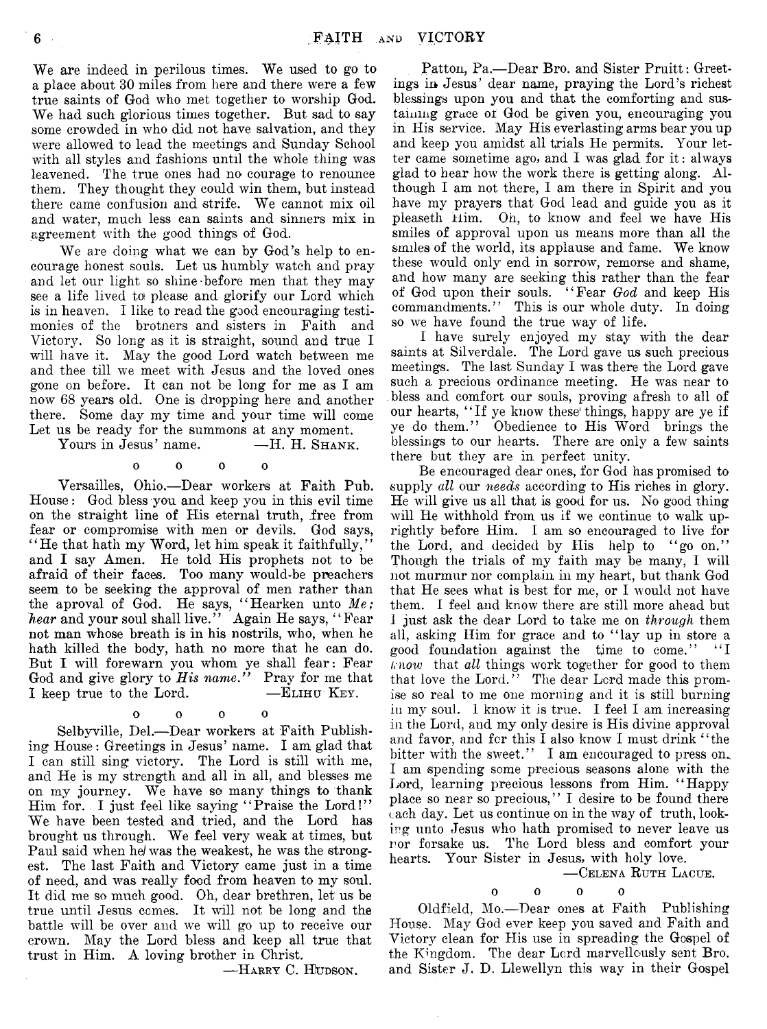We are indeed in perilous times. We used to go to a place about 30 miles from here and there were a few true saints of God who met together to worship God. We had such glorious times together. But sad to say some crowded in who did not have salvation, and they were allowed to lead the meetings and Sunday School with all styles and fashions until the whole thing was leavened. The true ones had no courage to renounce them. They thought they could win them, but instead there came confusion and strife. We cannot mix oil and water, much less can saints and sinners mix in agreement with the good things of God.

We are doing what we can by God's help to encourage honest souls. Let us humbly watch and pray and let our light so shine before men that they may see a life lived to please and glorify our Lord which is in heaven. I like to read the good encouraging testimonies of the brotners and sisters in Faith and Victory. So long as it is straight, sound and true I will have it. May the good Lord watch between me and thee till we meet with Jesus and the loved ones gone on before. It can not be long for me as I am now 68 years old. One is dropping here and another there. Some day my time and your time will come Let us be ready for the summons at any moment.

Yours in Jesus' name. —H. H. SHANK.

o o o o

Versailles, Ohio.—Dear workers at Faith Pub. House: God bless you and keep you in this evil time on the straight line of His eternal truth, free from fear or compromise with men or devils. God says, "He that hath my Word, let him speak it faithfully," and I say Amen. He told His prophets not to be afraid of their faces. Too many would-be preachers seem to be seeking the approval of men rather than the aproval of God. He says, "Hearken unto *Me; hear* and your soul shall live." Again He says, "Fear not man whose breath is in his nostrils, who, when he hath killed the body, hath no more that he can do. But I will forewarn you whom ye shall fear: Fear God and give glory to *His name.*" Pray for me that I keep true to the Lord. —ELIHU KEY.

o o o o

Selbyville, Del.—Dear workers at Faith Publishing House: Greetings in Jesus' name. I am glad that I can still sing victory. The Lord is still with me, and He is my strength and all in all, and blesses me on my journey. We have so many things to thank Him for. I just feel like saying "Praise the Lord!" We have been tested and tried, and the Lord has brought us through. We feel very weak at times, but Paul said when he was the weakest, he was the strongest. The last Faith and Victory came just in a time of need, and was really food from heaven to my soul. It did me so much good. Oh, dear brethren, let us be true until Jesus comes. It will not be long and the battle will be over and we will go up to receive our crown. May the Lord bless and keep all true that trust in Him. A loving brother in Christ.

—HARRY C. HUDSON.

Patton, Pa.—Dear Bro. and Sister Pruitt: Greetings in Jesus' dear name, praying the Lord's richest blessings upon you and that the comforting and sustaining grace of God be given you, encouraging you in His service. May His everlasting arms bear you up and keep you amidst all trials He permits. Your letter came sometime ago, and I was glad for it: always glad to hear how the work there is getting along. Although I am not there, I am there in Spirit and you have my prayers that God lead and guide you as it pleaseth Him. Oh, to know and feel we have His smiles of approval upon us means more than all the smiles of the world, its applause and fame. We know these would only end in sorrow, remorse and shame, and how many are seeking this rather than the fear of God upon their souls. "Fear *God* and keep His commandments." This is our whole duty. In doing so we have found the true way of life.

I have surely enjoyed my stay with the dear saints at Silverdale. The Lord gave us such precious meetings. The last Sunday I was there the Lord gave such a precious ordinance meeting. He was near to bless and comfort our souls, proving afresh to all of our hearts, "If ye know these things, happy are ye if ye do them." Obedience to His Word brings the blessings to our hearts. There are only a few saints there but they are in perfect unity.

Be encouraged dear ones, for God has promised to supply *all* our *needs* according to His riches in glory. He will give us all that is good for us. No good thing will He withhold from us if we continue to walk uprightly before Him. I am so encouraged to live for the Lord, and decided by His help to "go on." Though the trials of my faith may be many, I will not murmur nor complain in my heart, but thank God that He sees what is best for me, or I would not have them. I feel and know there are still more ahead but I just ask the dear Lord to take me on *through* them all, asking Him for grace and to "lay up in store a good foundation against the time to come." "I *know* that *all* things work together for good to them that love the Lord." The dear Lord made this promise so real to me one morning and it is still burning in my soul. I know it is true. I feel I am increasing in the Lord, and my only desire is His divine approval and favor, and for this I also know I must drink "the bitter with the sweet." I am encouraged to press on. I am spending some precious seasons alone with the Lord, learning precious lessons from Him. "Happy place so near so precious," I desire to be found there each day. Let us continue on in the way of truth, looking unto Jesus who hath promised to never leave us nor forsake us. The Lord bless and comfort your hearts. Your Sister in Jesus, with holy love.

—CELENA RUTH LACUE.

o o o o

Oldfield, Mo.—Dear ones at Faith Publishing House. May God ever keep you saved and Faith and Victory clean for His use in spreading the Gospel of the Kingdom. The dear Lord marvellously sent Bro. and Sister J. D. Llewellyn this way in their Gospel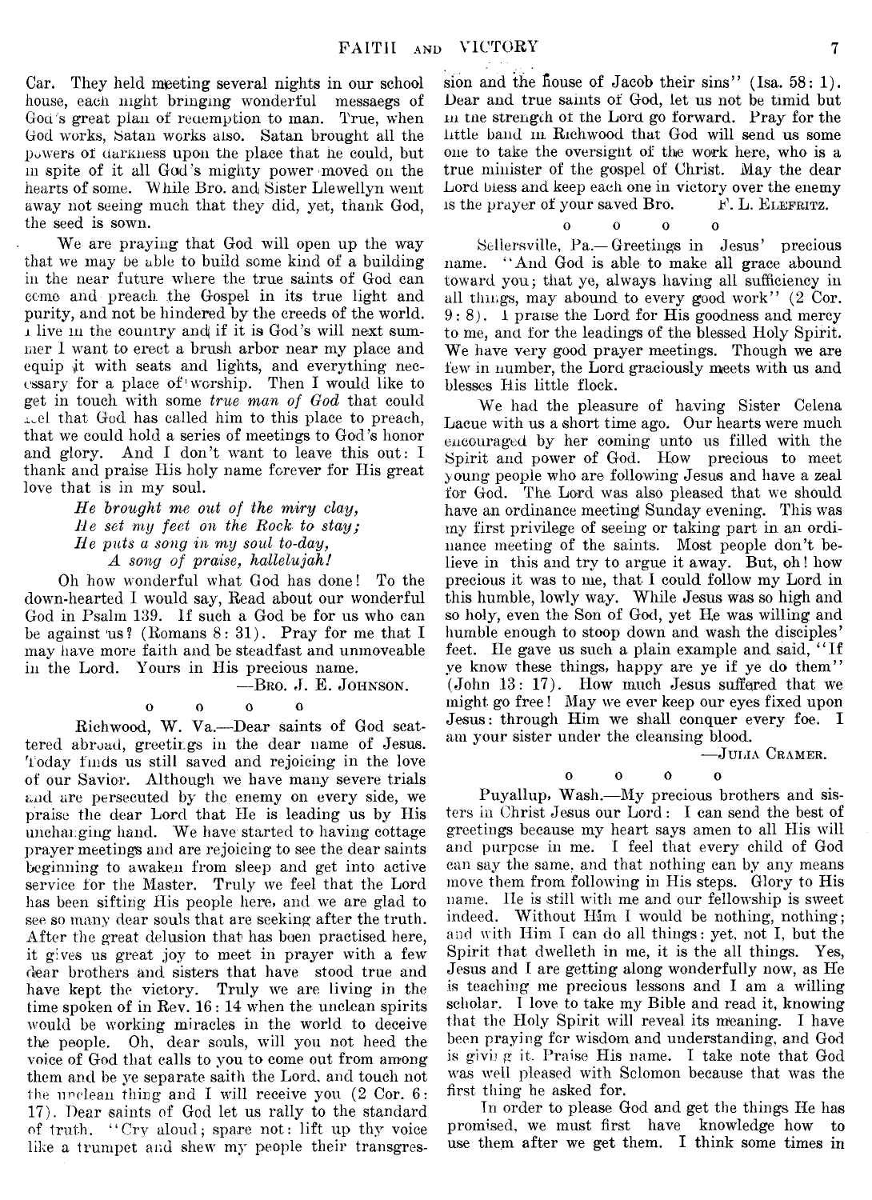Car. They held meeting several nights in our school house, each night bringing wonderful messaegs of God's great plan of redemption to man. True, when God works, Satan works also. Satan brought all the powers of darkness upon the place that he could, but in spite of it all God's mighty power moved on the hearts of some. While Bro. and Sister Llewellyn went away not seeing much that they did, yet, thank God, the seed is sown.

We are praying that God will open up the way that we may be able to build some kind of a building in the near future where the true saints of God can come and preach the Gospel in its true light and purity, and not be hindered by the creeds of the world. I live in the country and if it is God's will next summer I want to erect a brush arbor near my place and equip it with seats and lights, and everything necessary for a place of worship. Then I would like to get in touch with some *true man of God* that could feel that God has called him to this place to preach, that we could hold a series of meetings to God's honor and glory. And I don't want to leave this out: I thank and praise His holy name forever for His great love that is in my soul.

*He brought me out of the miry clay,*
*He set my feet on the Rock to stay;*
*He puts a song in my soul to-day,*
*A song of praise, hallelujah!*

Oh how wonderful what God has done! To the down-hearted I would say, Read about our wonderful God in Psalm 139. If such a God be for us who can be against us? (Romans 8: 31). Pray for me that I may have more faith and be steadfast and unmoveable in the Lord. Yours in His precious name.

—Bro. J. E. Johnson.

o o o o

Richwood, W. Va.—Dear saints of God scattered abroad, greetings in the dear name of Jesus. Today finds us still saved and rejoicing in the love of our Savior. Although we have many severe trials and are persecuted by the enemy on every side, we praise the dear Lord that He is leading us by His unchanging hand. We have started to having cottage prayer meetings and are rejoicing to see the dear saints beginning to awaken from sleep and get into active service for the Master. Truly we feel that the Lord has been sifting His people here, and we are glad to see so many dear souls that are seeking after the truth. After the great delusion that has been practised here, it gives us great joy to meet in prayer with a few dear brothers and sisters that have stood true and have kept the victory. Truly we are living in the time spoken of in Rev. 16: 14 when the unclean spirits would be working miracles in the world to deceive the people. Oh, dear souls, will you not heed the voice of God that calls to you to come out from among them and be ye separate saith the Lord, and touch not the unclean thing and I will receive you (2 Cor. 6: 17). Dear saints of God let us rally to the standard of truth. "Cry aloud; spare not: lift up thy voice like a trumpet and shew my people their transgression and the house of Jacob their sins" (Isa. 58: 1). Dear and true saints of God, let us not be timid but in the strength of the Lord go forward. Pray for the little band in Richwood that God will send us some one to take the oversight of the work here, who is a true minister of the gospel of Christ. May the dear Lord bless and keep each one in victory over the enemy is the prayer of your saved Bro. F. L. Elefritz.

o o o o

Sellersville, Pa.—Greetings in Jesus' precious name. "And God is able to make all grace abound toward you; that ye, always having all sufficiency in all things, may abound to every good work" (2 Cor. 9: 8). I praise the Lord for His goodness and mercy to me, and for the leadings of the blessed Holy Spirit. We have very good prayer meetings. Though we are few in number, the Lord graciously meets with us and blesses His little flock.

We had the pleasure of having Sister Celena Lacue with us a short time ago. Our hearts were much encouraged by her coming unto us filled with the Spirit and power of God. How precious to meet young people who are following Jesus and have a zeal for God. The Lord was also pleased that we should have an ordinance meeting Sunday evening. This was my first privilege of seeing or taking part in an ordinance meeting of the saints. Most people don't believe in this and try to argue it away. But, oh! how precious it was to me, that I could follow my Lord in this humble, lowly way. While Jesus was so high and so holy, even the Son of God, yet He was willing and humble enough to stoop down and wash the disciples' feet. He gave us such a plain example and said, "If ye know these things, happy are ye if ye do them" (John 13: 17). How much Jesus suffered that we might go free! May we ever keep our eyes fixed upon Jesus: through Him we shall conquer every foe. I am your sister under the cleansing blood.

—Julia Cramer.

o o o o

Puyallup, Wash.—My precious brothers and sisters in Christ Jesus our Lord: I can send the best of greetings because my heart says amen to all His will and purpose in me. I feel that every child of God can say the same, and that nothing can by any means move them from following in His steps. Glory to His name. He is still with me and our fellowship is sweet indeed. Without Him I would be nothing, nothing; and with Him I can do all things: yet, not I, but the Spirit that dwelleth in me, it is the all things. Yes, Jesus and I are getting along wonderfully now, as He is teaching me precious lessons and I am a willing scholar. I love to take my Bible and read it, knowing that the Holy Spirit will reveal its meaning. I have been praying for wisdom and understanding, and God is giving it. Praise His name. I take note that God was well pleased with Solomon because that was the first thing he asked for.

In order to please God and get the things He has promised, we must first have knowledge how to use them after we get them. I think some times in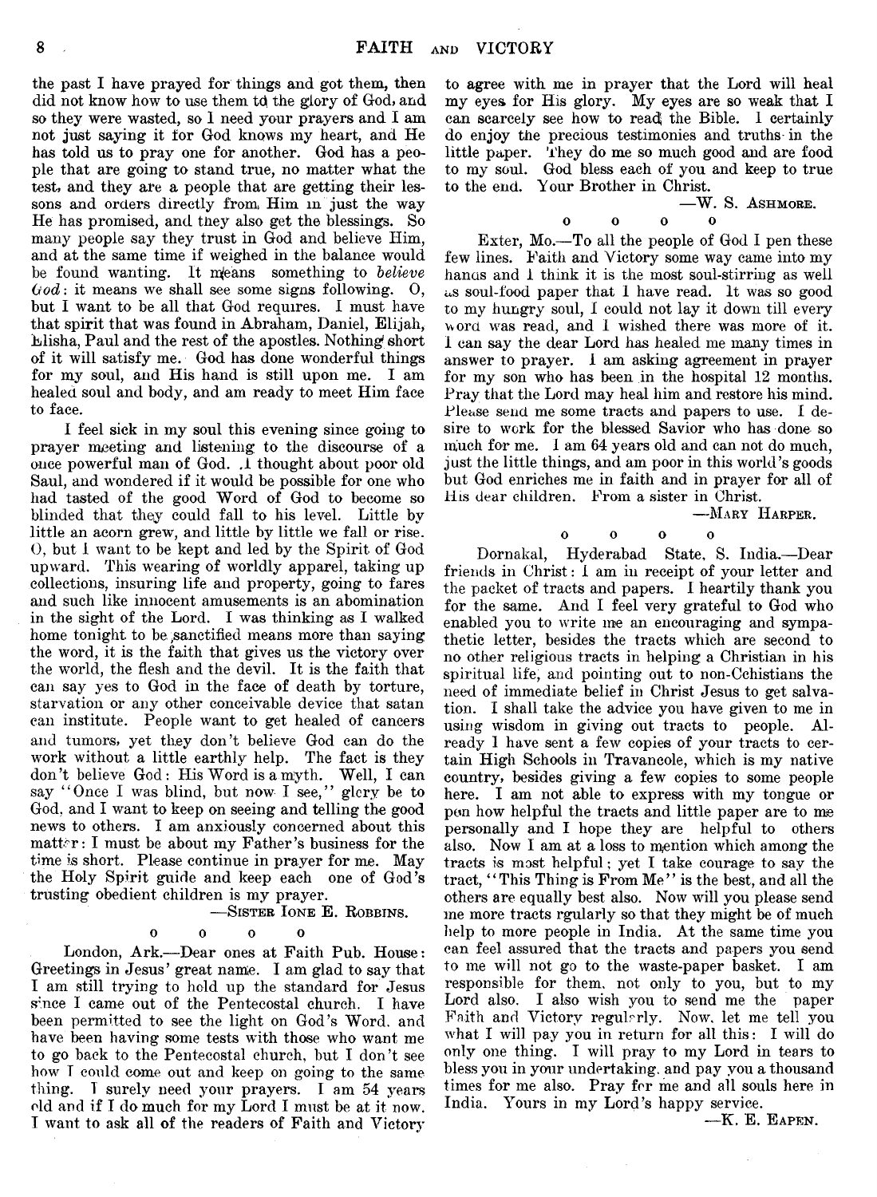the past I have prayed for things and got them, then did not know how to use them to the glory of God, and so they were wasted, so I need your prayers and I am not just saying it for God knows my heart, and He has told us to pray one for another. God has a people that are going to stand true, no matter what the test, and they are a people that are getting their lessons and orders directly from Him in just the way He has promised, and they also get the blessings. So many people say they trust in God and believe Him, and at the same time if weighed in the balance would be found wanting. It means something to *believe God*: it means we shall see some signs following. O, but I want to be all that God requires. I must have that spirit that was found in Abraham, Daniel, Elijah, Elisha, Paul and the rest of the apostles. Nothing short of it will satisfy me. God has done wonderful things for my soul, and His hand is still upon me. I am healed soul and body, and am ready to meet Him face to face.

I feel sick in my soul this evening since going to prayer meeting and listening to the discourse of a once powerful man of God. I thought about poor old Saul, and wondered if it would be possible for one who had tasted of the good Word of God to become so blinded that they could fall to his level. Little by little an acorn grew, and little by little we fall or rise. O, but I want to be kept and led by the Spirit of God upward. This wearing of worldly apparel, taking up collections, insuring life and property, going to fares and such like innocent amusements is an abomination in the sight of the Lord. I was thinking as I walked home tonight to be sanctified means more than saying the word, it is the faith that gives us the victory over the world, the flesh and the devil. It is the faith that can say yes to God in the face of death by torture, starvation or any other conceivable device that satan can institute. People want to get healed of cancers and tumors, yet they don't believe God can do the work without a little earthly help. The fact is they don't believe God: His Word is a myth. Well, I can say "Once I was blind, but now I see," glory be to God, and I want to keep on seeing and telling the good news to others. I am anxiously concerned about this matter: I must be about my Father's business for the time is short. Please continue in prayer for me. May the Holy Spirit guide and keep each one of God's trusting obedient children is my prayer.

—Sister Ione E. Robbins.

o o o o

London, Ark.—Dear ones at Faith Pub. House: Greetings in Jesus' great name. I am glad to say that I am still trying to hold up the standard for Jesus since I came out of the Pentecostal church. I have been permitted to see the light on God's Word, and have been having some tests with those who want me to go back to the Pentecostal church, but I don't see how I could come out and keep on going to the same thing. I surely need your prayers. I am 54 years old and if I do much for my Lord I must be at it now. I want to ask all of the readers of Faith and Victory to agree with me in prayer that the Lord will heal my eyes for His glory. My eyes are so weak that I can scarcely see how to read the Bible. I certainly do enjoy the precious testimonies and truths in the little paper. They do me so much good and are food to my soul. God bless each of you and keep to true to the end. Your Brother in Christ.

—W. S. Ashmore.

o o o o

Exter, Mo.—To all the people of God I pen these few lines. Faith and Victory some way came into my hands and I think it is the most soul-stirring as well as soul-food paper that I have read. It was so good to my hungry soul, I could not lay it down till every word was read, and I wished there was more of it. I can say the dear Lord has healed me many times in answer to prayer. I am asking agreement in prayer for my son who has been in the hospital 12 months. Pray that the Lord may heal him and restore his mind. Please send me some tracts and papers to use. I desire to work for the blessed Savior who has done so much for me. I am 64 years old and can not do much, just the little things, and am poor in this world's goods but God enriches me in faith and in prayer for all of His dear children. From a sister in Christ.

—Mary Harper.

o o o o

Dornakal, Hyderabad State, S. India.—Dear friends in Christ: I am in receipt of your letter and the packet of tracts and papers. I heartily thank you for the same. And I feel very grateful to God who enabled you to write me an encouraging and sympathetic letter, besides the tracts which are second to no other religious tracts in helping a Christian in his spiritual life, and pointing out to non-Cchistians the need of immediate belief in Christ Jesus to get salvation. I shall take the advice you have given to me in using wisdom in giving out tracts to people. Already I have sent a few copies of your tracts to certain High Schools in Travancole, which is my native country, besides giving a few copies to some people here. I am not able to express with my tongue or pen how helpful the tracts and little paper are to me personally and I hope they are helpful to others also. Now I am at a loss to mention which among the tracts is most helpful; yet I take courage to say the tract, "This Thing is From Me" is the best, and all the others are equally best also. Now will you please send me more tracts rgularly so that they might be of much help to more people in India. At the same time you can feel assured that the tracts and papers you send to me will not go to the waste-paper basket. I am responsible for them, not only to you, but to my Lord also. I also wish you to send me the paper Faith and Victory regulrrly. Now, let me tell you what I will pay you in return for all this: I will do only one thing. I will pray to my Lord in tears to bless you in your undertaking, and pay you a thousand times for me also. Pray for me and all souls here in India. Yours in my Lord's happy service.

—K. E. Eapen.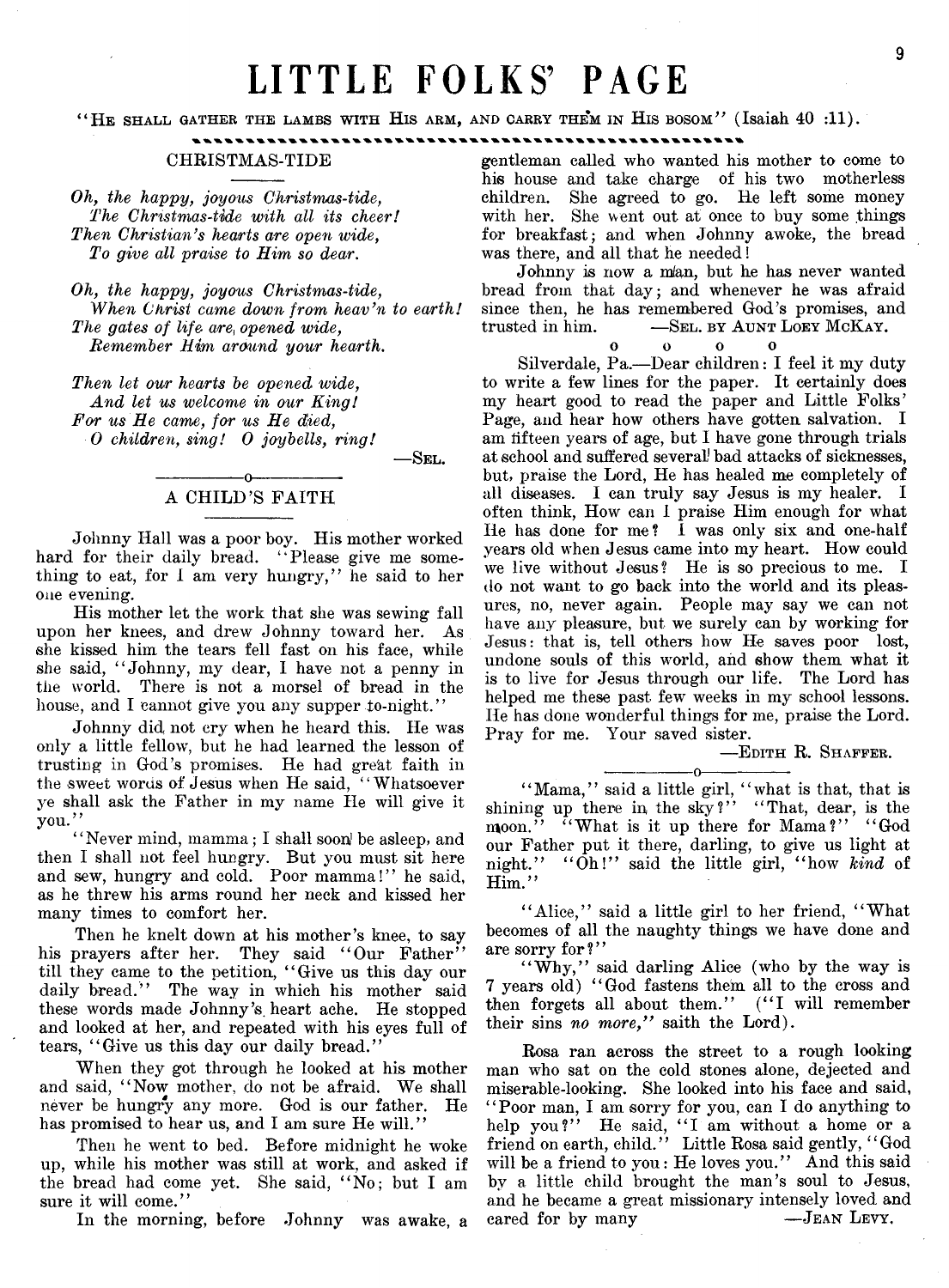# LITTLE FOLKS' PAGE

"HE SHALL GATHER THE LAMBS WITH HIS ARM, AND CARRY THEM IN HIS BOSOM" (Isaiah 40 :11).

## CHRISTMAS-TIDE

*Oh, the happy, joyous Christmas-tide,*
*The Christmas-tide with all its cheer!*
*Then Christian's hearts are open wide,*
*To give all praise to Him so dear.*

*Oh, the happy, joyous Christmas-tide,*
*When Christ came down from heav'n to earth!*
*The gates of life are opened wide,*
*Remember Him around your hearth.*

*Then let our hearts be opened wide,*
*And let us welcome in our King!*
*For us He came, for us He died,*
*O children, sing! O joybells, ring!*

—SEL.

## A CHILD'S FAITH

Johnny Hall was a poor boy. His mother worked hard for their daily bread. "Please give me something to eat, for I am very hungry," he said to her one evening.

His mother let the work that she was sewing fall upon her knees, and drew Johnny toward her. As she kissed him the tears fell fast on his face, while she said, "Johnny, my dear, I have not a penny in the world. There is not a morsel of bread in the house, and I cannot give you any supper to-night."

Johnny did not cry when he heard this. He was only a little fellow, but he had learned the lesson of trusting in God's promises. He had great faith in the sweet words of Jesus when He said, "Whatsoever ye shall ask the Father in my name He will give it you."

"Never mind, mamma; I shall soon be asleep, and then I shall not feel hungry. But you must sit here and sew, hungry and cold. Poor mamma!" he said, as he threw his arms round her neck and kissed her many times to comfort her.

Then he knelt down at his mother's knee, to say his prayers after her. They said "Our Father" till they came to the petition, "Give us this day our daily bread." The way in which his mother said these words made Johnny's heart ache. He stopped and looked at her, and repeated with his eyes full of tears, "Give us this day our daily bread."

When they got through he looked at his mother and said, "Now mother, do not be afraid. We shall never be hungry any more. God is our father. He has promised to hear us, and I am sure He will."

Then he went to bed. Before midnight he woke up, while his mother was still at work, and asked if the bread had come yet. She said, "No; but I am sure it will come."

In the morning, before Johnny was awake, a gentleman called who wanted his mother to come to his house and take charge of his two motherless children. She agreed to go. He left some money with her. She went out at once to buy some things for breakfast; and when Johnny awoke, the bread was there, and all that he needed!

Johnny is now a man, but he has never wanted bread from that day; and whenever he was afraid since then, he has remembered God's promises, and trusted in him. —SEL. BY AUNT LOEY MCKAY.

o o o o

Silverdale, Pa.—Dear children: I feel it my duty to write a few lines for the paper. It certainly does my heart good to read the paper and Little Folks' Page, and hear how others have gotten salvation. I am fifteen years of age, but I have gone through trials at school and suffered several bad attacks of sicknesses, but, praise the Lord, He has healed me completely of all diseases. I can truly say Jesus is my healer. I often think, How can I praise Him enough for what He has done for me? I was only six and one-half years old when Jesus came into my heart. How could we live without Jesus? He is so precious to me. I do not want to go back into the world and its pleasures, no, never again. People may say we can not have any pleasure, but we surely can by working for Jesus: that is, tell others how He saves poor lost, undone souls of this world, and show them what it is to live for Jesus through our life. The Lord has helped me these past few weeks in my school lessons. He has done wonderful things for me, praise the Lord. Pray for me. Your saved sister.

—EDITH R. SHAFFER.

"Mama," said a little girl, "what is that, that is shining up there in the sky?" "That, dear, is the moon." "What is it up there for Mama?" "God our Father put it there, darling, to give us light at night." "Oh!" said the little girl, "how *kind* of Him."

"Alice," said a little girl to her friend, "What becomes of all the naughty things we have done and are sorry for?"

"Why," said darling Alice (who by the way is 7 years old) "God fastens them all to the cross and then forgets all about them." ("I will remember their sins *no more*," saith the Lord).

Rosa ran across the street to a rough looking man who sat on the cold stones alone, dejected and miserable-looking. She looked into his face and said, "Poor man, I am sorry for you, can I do anything to help you?" He said, "I am without a home or a friend on earth, child." Little Rosa said gently, "God will be a friend to you: He loves you." And this said by a little child brought the man's soul to Jesus, and he became a great missionary intensely loved and cared for by many —JEAN LEVY.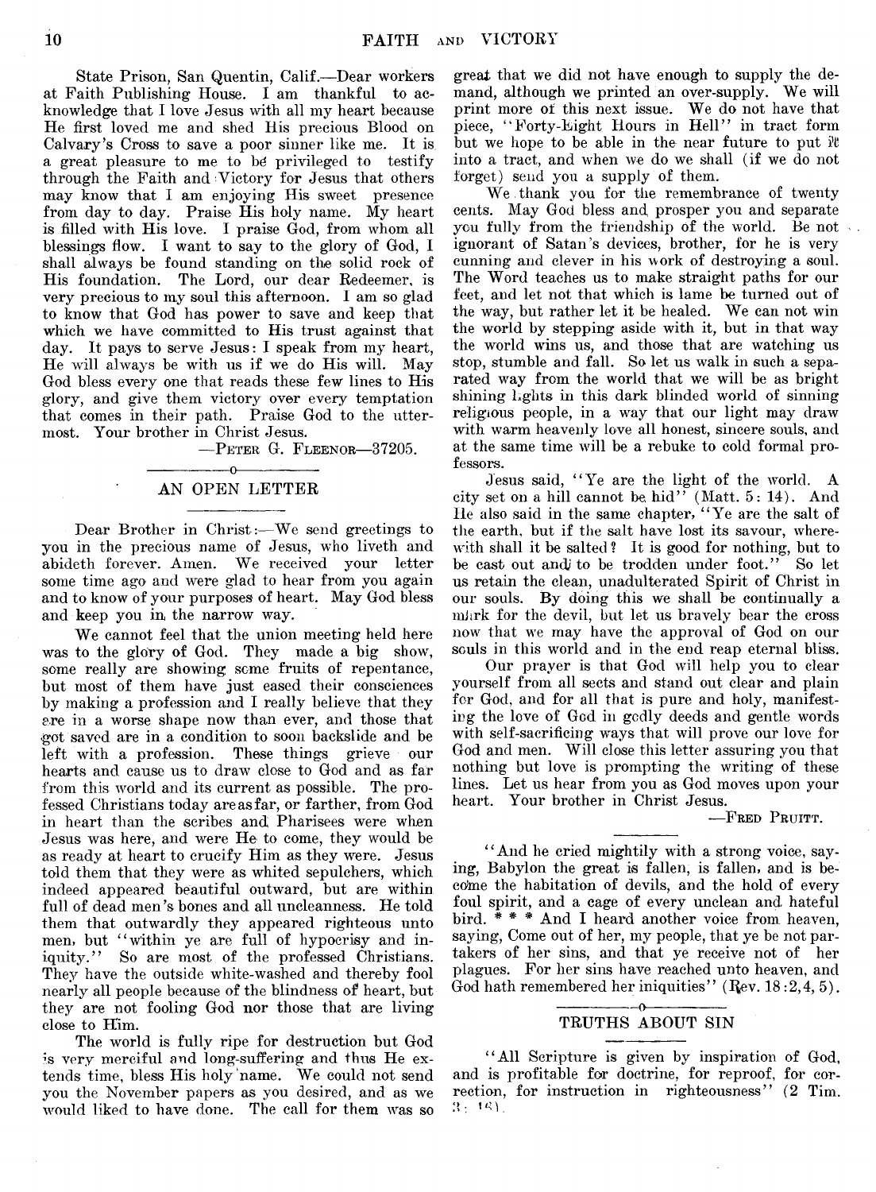State Prison, San Quentin, Calif.—Dear workers at Faith Publishing House. I am thankful to acknowledge that I love Jesus with all my heart because He first loved me and shed His precious Blood on Calvary's Cross to save a poor sinner like me. It is a great pleasure to me to be privileged to testify through the Faith and Victory for Jesus that others may know that I am enjoying His sweet presence from day to day. Praise His holy name. My heart is filled with His love. I praise God, from whom all blessings flow. I want to say to the glory of God, I shall always be found standing on the solid rock of His foundation. The Lord, our dear Redeemer, is very precious to my soul this afternoon. I am so glad to know that God has power to save and keep that which we have committed to His trust against that day. It pays to serve Jesus: I speak from my heart, He will always be with us if we do His will. May God bless every one that reads these few lines to His glory, and give them victory over every temptation that comes in their path. Praise God to the uttermost. Your brother in Christ Jesus.

—Peter G. Fleenor—37205.

## AN OPEN LETTER

Dear Brother in Christ:—We send greetings to you in the precious name of Jesus, who liveth and abideth forever. Amen. We received your letter some time ago and were glad to hear from you again and to know of your purposes of heart. May God bless and keep you in the narrow way.

We cannot feel that the union meeting held here was to the glory of God. They made a big show, some really are showing some fruits of repentance, but most of them have just eased their consciences by making a profession and I really believe that they are in a worse shape now than ever, and those that got saved are in a condition to soon backslide and be left with a profession. These things grieve our hearts and cause us to draw close to God and as far from this world and its current as possible. The professed Christians today are as far, or farther, from God in heart than the scribes and Pharisees were when Jesus was here, and were He to come, they would be as ready at heart to crucify Him as they were. Jesus told them that they were as whited sepulchers, which indeed appeared beautiful outward, but are within full of dead men's bones and all uncleanness. He told them that outwardly they appeared righteous unto men, but "within ye are full of hypocrisy and iniquity." So are most of the professed Christians. They have the outside white-washed and thereby fool nearly all people because of the blindness of heart, but they are not fooling God nor those that are living close to Him.

The world is fully ripe for destruction but God is very merciful and long-suffering and thus He extends time, bless His holy name. We could not send you the November papers as you desired, and as we would liked to have done. The call for them was so great that we did not have enough to supply the demand, although we printed an over-supply. We will print more of this next issue. We do not have that piece, "Forty-Eight Hours in Hell" in tract form but we hope to be able in the near future to put it into a tract, and when we do we shall (if we do not forget) send you a supply of them.

We thank you for the remembrance of twenty cents. May God bless and prosper you and separate you fully from the friendship of the world. Be not ignorant of Satan's devices, brother, for he is very cunning and clever in his work of destroying a soul. The Word teaches us to make straight paths for our feet, and let not that which is lame be turned out of the way, but rather let it be healed. We can not win the world by stepping aside with it, but in that way the world wins us, and those that are watching us stop, stumble and fall. So let us walk in such a separated way from the world that we will be as bright shining lights in this dark blinded world of sinning religious people, in a way that our light may draw with warm heavenly love all honest, sincere souls, and at the same time will be a rebuke to cold formal professors.

Jesus said, "Ye are the light of the world. A city set on a hill cannot be hid" (Matt. 5: 14). And He also said in the same chapter, "Ye are the salt of the earth, but if the salt have lost its savour, wherewith shall it be salted? It is good for nothing, but to be cast out and to be trodden under foot." So let us retain the clean, unadulterated Spirit of Christ in our souls. By doing this we shall be continually a mark for the devil, but let us bravely bear the cross now that we may have the approval of God on our souls in this world and in the end reap eternal bliss.

Our prayer is that God will help you to clear yourself from all sects and stand out clear and plain for God, and for all that is pure and holy, manifesting the love of God in godly deeds and gentle words with self-sacrificing ways that will prove our love for God and men. Will close this letter assuring you that nothing but love is prompting the writing of these lines. Let us hear from you as God moves upon your heart. Your brother in Christ Jesus.

—Fred Pruitt.

"And he cried mightily with a strong voice, saying, Babylon the great is fallen, is fallen, and is become the habitation of devils, and the hold of every foul spirit, and a cage of every unclean and hateful bird. * * * And I heard another voice from heaven, saying, Come out of her, my people, that ye be not partakers of her sins, and that ye receive not of her plagues. For her sins have reached unto heaven, and God hath remembered her iniquities" (Rev. 18:2,4, 5).

## TRUTHS ABOUT SIN

"All Scripture is given by inspiration of God, and is profitable for doctrine, for reproof, for correction, for instruction in righteousness" (2 Tim. 3: 16).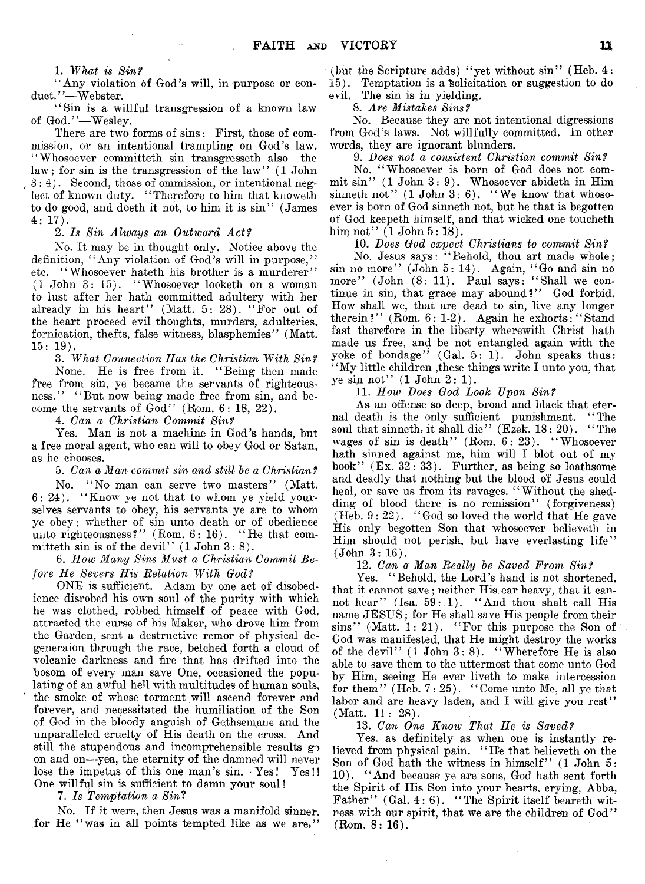1. *What is Sin?*

"Any violation of God's will, in purpose or conduct."—Webster.

"Sin is a willful transgression of a known law of God."—Wesley.

There are two forms of sins: First, those of commission, or an intentional trampling on God's law. "Whosoever committeth sin transgresseth also the law; for sin is the transgression of the law" (1 John 3:4). Second, those of ommission, or intentional neglect of known duty. "Therefore to him that knoweth to do good, and doeth it not, to him it is sin" (James 4: 17).

2. *Is Sin Always an Outward Act?*

No. It may be in thought only. Notice above the definition, "Any violation of God's will in purpose," etc. "Whosoever hateth his brother is a murderer" (1 John 3: 15). "Whosoever looketh on a woman to lust after her hath committed adultery with her already in his heart" (Matt. 5: 28). "For out of the heart proceed evil thoughts, murders, adulteries, fornication, thefts, false witness, blasphemies" (Matt. 15: 19).

3. *What Connection Has the Christian With Sin?*

None. He is free from it. "Being then made free from sin, ye became the servants of righteousness." "But now being made free from sin, and become the servants of God" (Rom. 6: 18, 22).

4. *Can a Christian Commit Sin?*

Yes. Man is not a machine in God's hands, but a free moral agent, who can will to obey God or Satan, as he chooses.

5. *Can a Man commit sin and still be a Christian?*

No. "No man can serve two masters" (Matt. 6: 24). "Know ye not that to whom ye yield yourselves servants to obey, his servants ye are to whom ye obey; whether of sin unto death or of obedience unto righteousness?" (Rom. 6: 16). "He that committeth sin is of the devil" (1 John 3: 8).

6. *How Many Sins Must a Christian Commit Before He Severs His Relation With God?*

ONE is sufficient. Adam by one act of disobedience disrobed his own soul of the purity with which he was clothed, robbed himself of peace with God, attracted the curse of his Maker, who drove him from the Garden, sent a destructive remor of physical degeneraion through the race, belched forth a cloud of volcanic darkness and fire that has drifted into the bosom of every man save One, occasioned the populating of an awful hell with multitudes of human souls, the smoke of whose torment will ascend forever and forever, and necessitated the humiliation of the Son of God in the bloody anguish of Gethsemane and the unparalleled cruelty of His death on the cross. And still the stupendous and incomprehensible results go on and on—yea, the eternity of the damned will never lose the impetus of this one man's sin. Yes! Yes!! One willful sin is sufficient to damn your soul!

7. *Is Temptation a Sin?*

No. If it were, then Jesus was a manifold sinner, for He "was in all points tempted like as we are," (but the Scripture adds) "yet without sin" (Heb. 4: 15). Temptation is a solicitation or suggestion to do evil. The sin is in yielding.

8. *Are Mistakes Sins?*

No. Because they are not intentional digressions from God's laws. Not willfully committed. In other words, they are ignorant blunders.

9. *Does not a consistent Christian commit Sin?*

No. "Whosoever is born of God does not commit sin" (1 John 3: 9). Whosoever abideth in Him sinneth not" (1 John 3: 6). "We know that whosoever is born of God sinneth not, but he that is begotten of God keepeth himself, and that wicked one toucheth him not" (1 John 5: 18).

10. *Does God expect Christians to commit Sin?*

No. Jesus says: "Behold, thou art made whole; sin no more" (John 5: 14). Again, "Go and sin no more" (John (8: 11). Paul says: "Shall we continue in sin, that grace may abound?" God forbid. How shall we, that are dead to sin, live any longer therein?" (Rom. 6: 1-2). Again he exhorts: "Stand fast therefore in the liberty wherewith Christ hath made us free, and be not entangled again with the yoke of bondage" (Gal. 5: 1). John speaks thus: "My little children ,these things write I unto you, that ye sin not" (1 John 2: 1).

11. *How Does God Look Upon Sin?*

As an offense so deep, broad and black that eternal death is the only sufficient punishment. "The soul that sinneth, it shall die" (Ezek. 18: 20). "The wages of sin is death" (Rom. 6: 23). "Whosoever hath sinned against me, him will I blot out of my book" (Ex. 32: 33). Further, as being so loathsome and deadly that nothing but the blood of Jesus could heal, or save us from its ravages. "Without the shedding of blood there is no remission" (forgiveness) (Heb. 9: 22). "God so loved the world that He gave His only begotten Son that whosoever believeth in Him should not perish, but have everlasting life" (John 3: 16).

12. *Can a Man Really be Saved From Sin?*

Yes. "Behold, the Lord's hand is not shortened, that it cannot save; neither His ear heavy, that it cannot hear" (Isa. 59: 1). "And thou shalt call His name JESUS; for He shall save His people from their sins" (Matt. 1: 21). "For this purpose the Son of God was manifested, that He might destroy the works of the devil" (1 John 3: 8). "Wherefore He is also able to save them to the uttermost that come unto God by Him, seeing He ever liveth to make intercession for them" (Heb. 7: 25). "Come unto Me, all ye that labor and are heavy laden, and I will give you rest" (Matt. 11: 28).

13. *Can One Know That He is Saved?*

Yes. as definitely as when one is instantly relieved from physical pain. "He that believeth on the Son of God hath the witness in himself" (1 John 5: 10). "And because ye are sons, God hath sent forth the Spirit of His Son into your hearts, crying, Abba, Father" (Gal. 4: 6). "The Spirit itself beareth witness with our spirit, that we are the children of God" (Rom. 8: 16).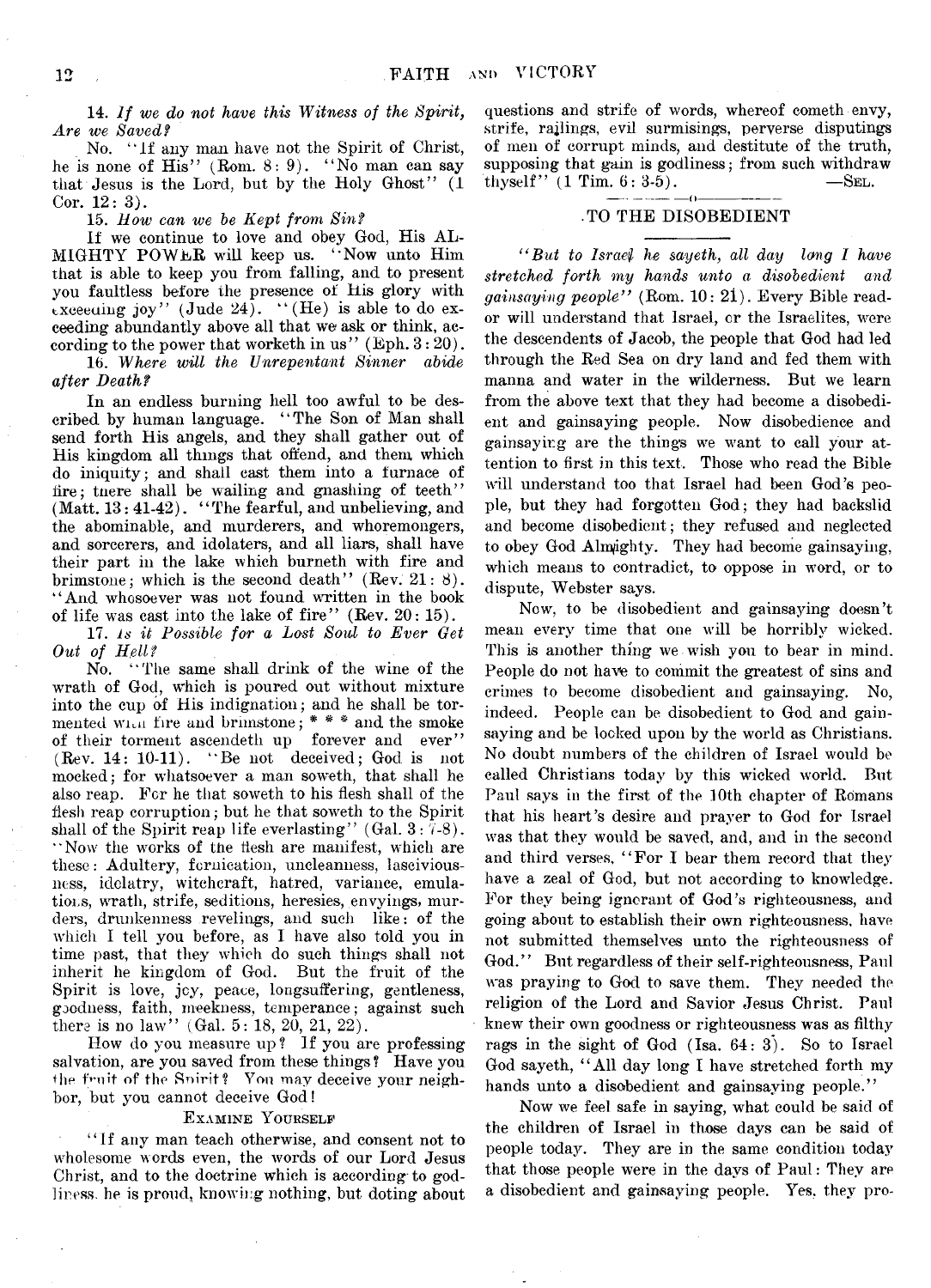14. *If we do not have this Witness of the Spirit, Are we Saved?*

No. "If any man have not the Spirit of Christ, he is none of His" (Rom. 8: 9). "No man can say that Jesus is the Lord, but by the Holy Ghost" (1 Cor. 12: 3).

15. *How can we be Kept from Sin?*

If we continue to love and obey God, His ALMIGHTY POWER will keep us. "Now unto Him that is able to keep you from falling, and to present you faultless before the presence of His glory with exceeding joy" (Jude 24). "(He) is able to do exceeding abundantly above all that we ask or think, according to the power that worketh in us" (Eph. 3: 20).

16. *Where will the Unrepentant Sinner abide after Death?*

In an endless burning hell too awful to be described by human language. "The Son of Man shall send forth His angels, and they shall gather out of His kingdom all things that offend, and them which do iniquity; and shall cast them into a furnace of fire; there shall be wailing and gnashing of teeth" (Matt. 13: 41-42). "The fearful, and unbelieving, and the abominable, and murderers, and whoremongers, and sorcerers, and idolaters, and all liars, shall have their part in the lake which burneth with fire and brimstone; which is the second death" (Rev. 21: 8). "And whosoever was not found written in the book of life was cast into the lake of fire" (Rev. 20: 15).

17. *Is it Possible for a Lost Soul to Ever Get Out of Hell?*

No. "The same shall drink of the wine of the wrath of God, which is poured out without mixture into the cup of His indignation; and he shall be tormented with fire and brimstone; * * * and the smoke of their torment ascendeth up forever and ever" (Rev. 14: 10-11). "Be not deceived; God is not mocked; for whatsoever a man soweth, that shall he also reap. For he that soweth to his flesh shall of the flesh reap corruption; but he that soweth to the Spirit shall of the Spirit reap life everlasting" (Gal. 3: 7-8). "Now the works of the flesh are manifest, which are these: Adultery, fornication, uncleanness, lasciviousness, idolatry, witchcraft, hatred, variance, emulations, wrath, strife, seditions, heresies, envyings, murders, drunkenness revelings, and such like: of the which I tell you before, as I have also told you in time past, that they which do such things shall not inherit he kingdom of God. But the fruit of the Spirit is love, joy, peace, longsuffering, gentleness, goodness, faith, meekness, temperance; against such there is no law" (Gal. 5: 18, 20, 21, 22).

How do you measure up? If you are professing salvation, are you saved from these things? Have you the fruit of the Spirit? You may deceive your neighbor, but you cannot deceive God!

EXAMINE YOURSELF

"If any man teach otherwise, and consent not to wholesome words even, the words of our Lord Jesus Christ, and to the doctrine which is according to godliness, he is proud, knowing nothing, but doting about questions and strife of words, whereof cometh envy, strife, railings, evil surmisings, perverse disputings of men of corrupt minds, and destitute of the truth, supposing that gain is godliness; from such withdraw thyself" (1 Tim. 6: 3-5). —SEL.

## TO THE DISOBEDIENT

*"But to Israel he sayeth, all day long I have stretched forth my hands unto a disobedient and gainsaying people"* (Rom. 10: 21). Every Bible reader will understand that Israel, or the Israelites, were the descendents of Jacob, the people that God had led through the Red Sea on dry land and fed them with manna and water in the wilderness. But we learn from the above text that they had become a disobedient and gainsaying people. Now disobedience and gainsaying are the things we want to call your attention to first in this text. Those who read the Bible will understand too that Israel had been God's people, but they had forgotten God; they had backslid and become disobedient; they refused and neglected to obey God Almighty. They had become gainsaying, which means to contradict, to oppose in word, or to dispute, Webster says.

Now, to be disobedient and gainsaying doesn't mean every time that one will be horribly wicked. This is another thing we wish you to bear in mind. People do not have to commit the greatest of sins and crimes to become disobedient and gainsaying. No, indeed. People can be disobedient to God and gainsaying and be looked upon by the world as Christians. No doubt numbers of the children of Israel would be called Christians today by this wicked world. But Paul says in the first of the 10th chapter of Romans that his heart's desire and prayer to God for Israel was that they would be saved, and, and in the second and third verses, "For I bear them record that they have a zeal of God, but not according to knowledge. For they being ignorant of God's righteousness, and going about to establish their own righteousness, have not submitted themselves unto the righteousness of God." But regardless of their self-righteousness, Paul was praying to God to save them. They needed the religion of the Lord and Savior Jesus Christ. Paul knew their own goodness or righteousness was as filthy rags in the sight of God (Isa. 64: 3). So to Israel God sayeth, "All day long I have stretched forth my hands unto a disobedient and gainsaying people."

Now we feel safe in saying, what could be said of the children of Israel in those days can be said of people today. They are in the same condition today that those people were in the days of Paul: They are a disobedient and gainsaying people. Yes, they pro-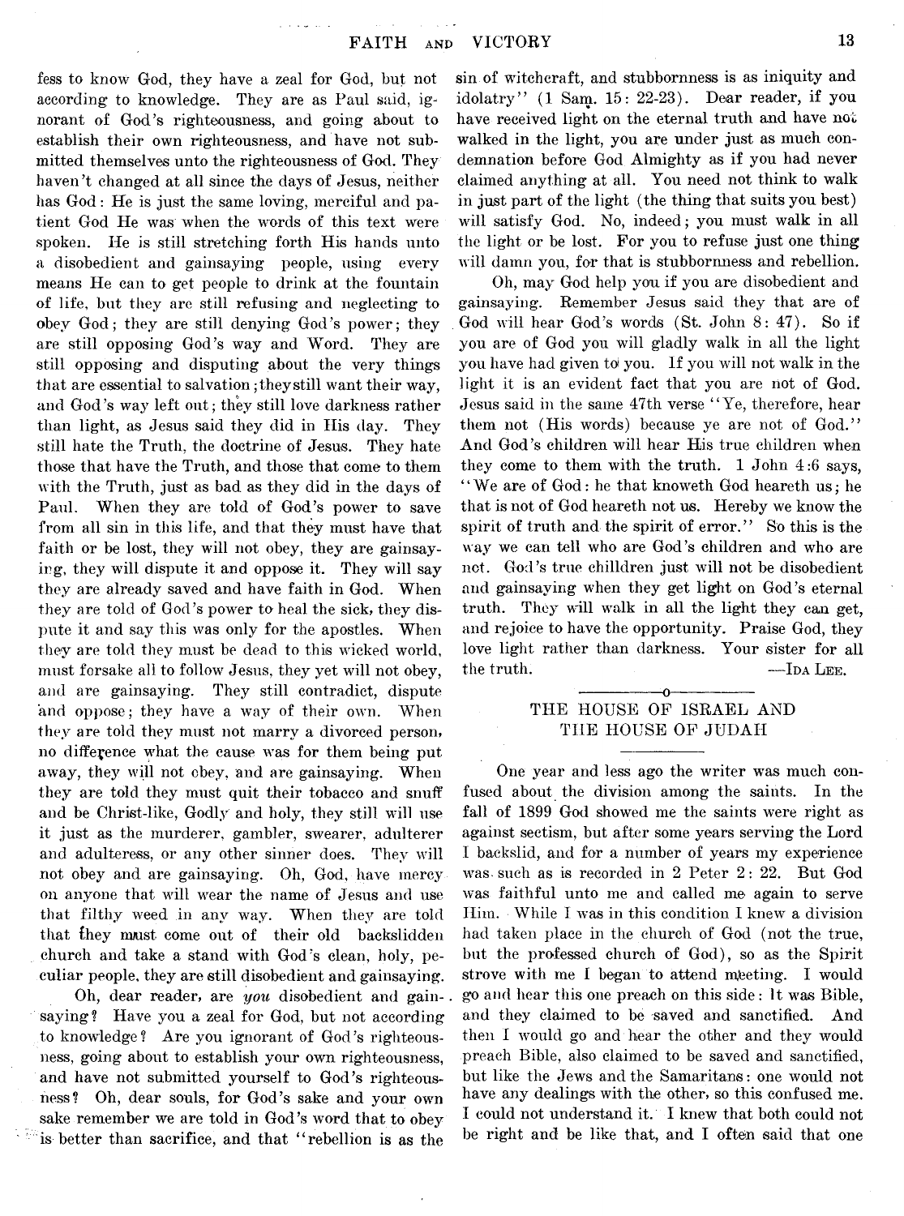fess to know God, they have a zeal for God, but not according to knowledge. They are as Paul said, ignorant of God's righteousness, and going about to establish their own righteousness, and have not submitted themselves unto the righteousness of God. They haven't changed at all since the days of Jesus, neither has God: He is just the same loving, merciful and patient God He was when the words of this text were spoken. He is still stretching forth His hands unto a disobedient and gainsaying people, using every means He can to get people to drink at the fountain of life, but they are still refusing and neglecting to obey God; they are still denying God's power; they are still opposing God's way and Word. They are still opposing and disputing about the very things that are essential to salvation; they still want their way, and God's way left out; they still love darkness rather than light, as Jesus said they did in His day. They still hate the Truth, the doctrine of Jesus. They hate those that have the Truth, and those that come to them with the Truth, just as bad as they did in the days of Paul. When they are told of God's power to save from all sin in this life, and that they must have that faith or be lost, they will not obey, they are gainsaying, they will dispute it and oppose it. They will say they are already saved and have faith in God. When they are told of God's power to heal the sick, they dispute it and say this was only for the apostles. When they are told they must be dead to this wicked world, must forsake all to follow Jesus, they yet will not obey, and are gainsaying. They still contradict, dispute and oppose; they have a way of their own. When they are told they must not marry a divorced person, no difference what the cause was for them being put away, they will not obey, and are gainsaying. When they are told they must quit their tobacco and snuff and be Christ-like, Godly and holy, they still will use it just as the murderer, gambler, swearer, adulterer and adulteress, or any other sinner does. They will not obey and are gainsaying. Oh, God, have mercy on anyone that will wear the name of Jesus and use that filthy weed in any way. When they are told that they must come out of their old backslidden church and take a stand with God's clean, holy, peculiar people, they are still disobedient and gainsaying.

Oh, dear reader, are *you* disobedient and gainsaying? Have you a zeal for God, but not according to knowledge? Are you ignorant of God's righteousness, going about to establish your own righteousness, and have not submitted yourself to God's righteousness? Oh, dear souls, for God's sake and your own sake remember we are told in God's word that to obey is better than sacrifice, and that "rebellion is as the sin of witchcraft, and stubbornness is as iniquity and idolatry" (1 Sam. 15: 22-23). Dear reader, if you have received light on the eternal truth and have not walked in the light, you are under just as much condemnation before God Almighty as if you had never claimed anything at all. You need not think to walk in just part of the light (the thing that suits you best) will satisfy God. No, indeed; you must walk in all the light or be lost. For you to refuse just one thing will damn you, for that is stubbornness and rebellion.

Oh, may God help you if you are disobedient and gainsaying. Remember Jesus said they that are of God will hear God's words (St. John 8: 47). So if you are of God you will gladly walk in all the light you have had given to you. If you will not walk in the light it is an evident fact that you are not of God. Jesus said in the same 47th verse "Ye, therefore, hear them not (His words) because ye are not of God." And God's children will hear His true children when they come to them with the truth. 1 John 4:6 says, "We are of God: he that knoweth God heareth us; he that is not of God heareth not us. Hereby we know the spirit of truth and the spirit of error." So this is the way we can tell who are God's children and who are not. God's true chilldren just will not be disobedient and gainsaying when they get light on God's eternal truth. They will walk in all the light they can get, and rejoice to have the opportunity. Praise God, they love light rather than darkness. Your sister for all the truth. —IDA LEE.

## THE HOUSE OF ISRAEL AND THE HOUSE OF JUDAH

One year and less ago the writer was much confused about the division among the saints. In the fall of 1899 God showed me the saints were right as against sectism, but after some years serving the Lord I backslid, and for a number of years my experience was such as is recorded in 2 Peter 2: 22. But God was faithful unto me and called me again to serve Him. While I was in this condition I knew a division had taken place in the church of God (not the true, but the professed church of God), so as the Spirit strove with me I began to attend meeting. I would go and hear this one preach on this side: It was Bible, and they claimed to be saved and sanctified. And then I would go and hear the other and they would preach Bible, also claimed to be saved and sanctified, but like the Jews and the Samaritans: one would not have any dealings with the other, so this confused me. I could not understand it. I knew that both could not be right and be like that, and I often said that one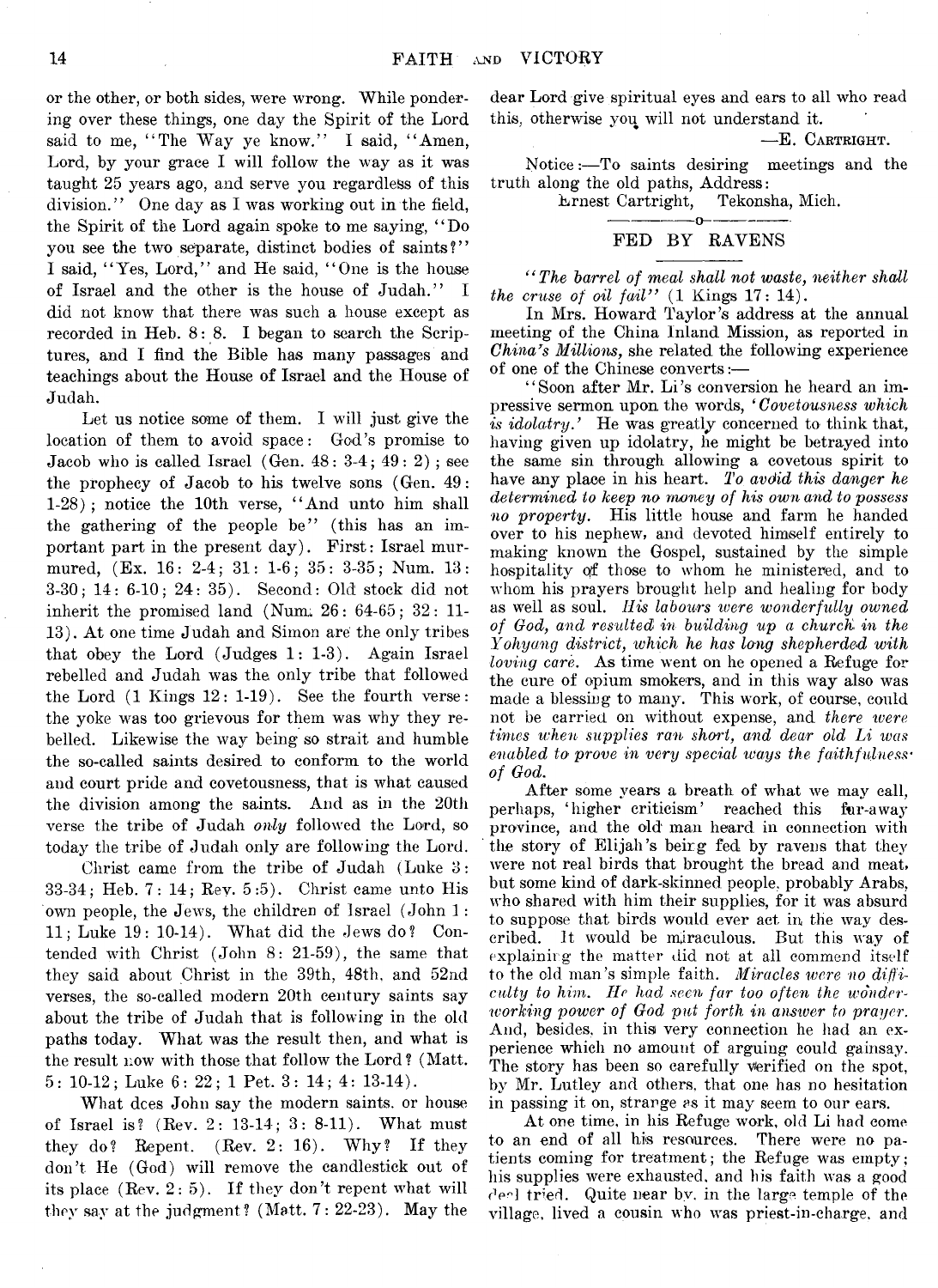or the other, or both sides, were wrong. While pondering over these things, one day the Spirit of the Lord said to me, "The Way ye know." I said, "Amen, Lord, by your grace I will follow the way as it was taught 25 years ago, and serve you regardless of this division." One day as I was working out in the field, the Spirit of the Lord again spoke to me saying, "Do you see the two separate, distinct bodies of saints?" I said, "Yes, Lord," and He said, "One is the house of Israel and the other is the house of Judah." I did not know that there was such a house except as recorded in Heb. 8: 8. I began to search the Scriptures, and I find the Bible has many passages and teachings about the House of Israel and the House of Judah.

Let us notice some of them. I will just give the location of them to avoid space: God's promise to Jacob who is called Israel (Gen. 48: 3-4; 49: 2); see the prophecy of Jacob to his twelve sons (Gen. 49: 1-28); notice the 10th verse, "And unto him shall the gathering of the people be" (this has an important part in the present day). First: Israel murmured, (Ex. 16: 2-4; 31: 1-6; 35: 3-35; Num. 13: 3-30; 14: 6-10; 24: 35). Second: Old stock did not inherit the promised land (Num. 26: 64-65; 32: 11-13). At one time Judah and Simon are the only tribes that obey the Lord (Judges 1: 1-3). Again Israel rebelled and Judah was the only tribe that followed the Lord (1 Kings 12: 1-19). See the fourth verse: the yoke was too grievous for them was why they rebelled. Likewise the way being so strait and humble the so-called saints desired to conform to the world and court pride and covetousness, that is what caused the division among the saints. And as in the 20th verse the tribe of Judah *only* followed the Lord, so today the tribe of Judah only are following the Lord.

Christ came from the tribe of Judah (Luke 3: 33-34; Heb. 7: 14; Rev. 5:5). Christ came unto His own people, the Jews, the children of Israel (John 1: 11; Luke 19: 10-14). What did the Jews do? Contended with Christ (John 8: 21-59), the same that they said about Christ in the 39th, 48th, and 52nd verses, the so-called modern 20th century saints say about the tribe of Judah that is following in the old paths today. What was the result then, and what is the result now with those that follow the Lord? (Matt. 5: 10-12; Luke 6: 22; 1 Pet. 3: 14; 4: 13-14).

What does John say the modern saints. or house of Israel is? (Rev. 2: 13-14; 3: 8-11). What must they do? Repent. (Rev. 2: 16). Why? If they don't He (God) will remove the candlestick out of its place (Rev. 2: 5). If they don't repent what will they say at the judgment? (Matt. 7: 22-23). May the dear Lord give spiritual eyes and ears to all who read this, otherwise you will not understand it.

—E. Cartright.

Notice:—To saints desiring meetings and the truth along the old paths, Address:

Ernest Cartright, Tekonsha, Mich.

## FED BY RAVENS

*"The barrel of meal shall not waste, neither shall the cruse of oil fail"* (1 Kings 17: 14).

In Mrs. Howard Taylor's address at the annual meeting of the China Inland Mission, as reported in *China's Millions,* she related the following experience of one of the Chinese converts:—

"Soon after Mr. Li's conversion he heard an impressive sermon upon the words, '*Covetousness which is idolatry.*' He was greatly concerned to think that, having given up idolatry, he might be betrayed into the same sin through allowing a covetous spirit to have any place in his heart. *To avoid this danger he determined to keep no money of his own and to possess no property.* His little house and farm he handed over to his nephew, and devoted himself entirely to making known the Gospel, sustained by the simple hospitality of those to whom he ministered, and to whom his prayers brought help and healing for body as well as soul. *His labours were wonderfully owned of God, and resulted in building up a church in the Yohyang district, which he has long shepherded with loving care.* As time went on he opened a Refuge for the cure of opium smokers, and in this way also was made a blessing to many. This work, of course, could not be carried on without expense, and *there were times when supplies ran short, and dear old Li was enabled to prove in very special ways the faithfulness of God.*

After some years a breath of what we may call, perhaps, 'higher criticism' reached this far-away province, and the old man heard in connection with the story of Elijah's being fed by ravens that they were not real birds that brought the bread and meat, but some kind of dark-skinned people, probably Arabs, who shared with him their supplies, for it was absurd to suppose that birds would ever act in the way described. It would be miraculous. But this way of explaining the matter did not at all commend itself to the old man's simple faith. *Miracles were no difficulty to him. He had seen far too often the wonder-working power of God put forth in answer to prayer.* And, besides, in this very connection he had an experience which no amount of arguing could gainsay. The story has been so carefully verified on the spot, by Mr. Lutley and others, that one has no hesitation in passing it on, strange as it may seem to our ears.

At one time, in his Refuge work, old Li had come to an end of all his resources. There were no patients coming for treatment; the Refuge was empty; his supplies were exhausted, and his faith was a good deal tried. Quite near by, in the large temple of the village, lived a cousin who was priest-in-charge, and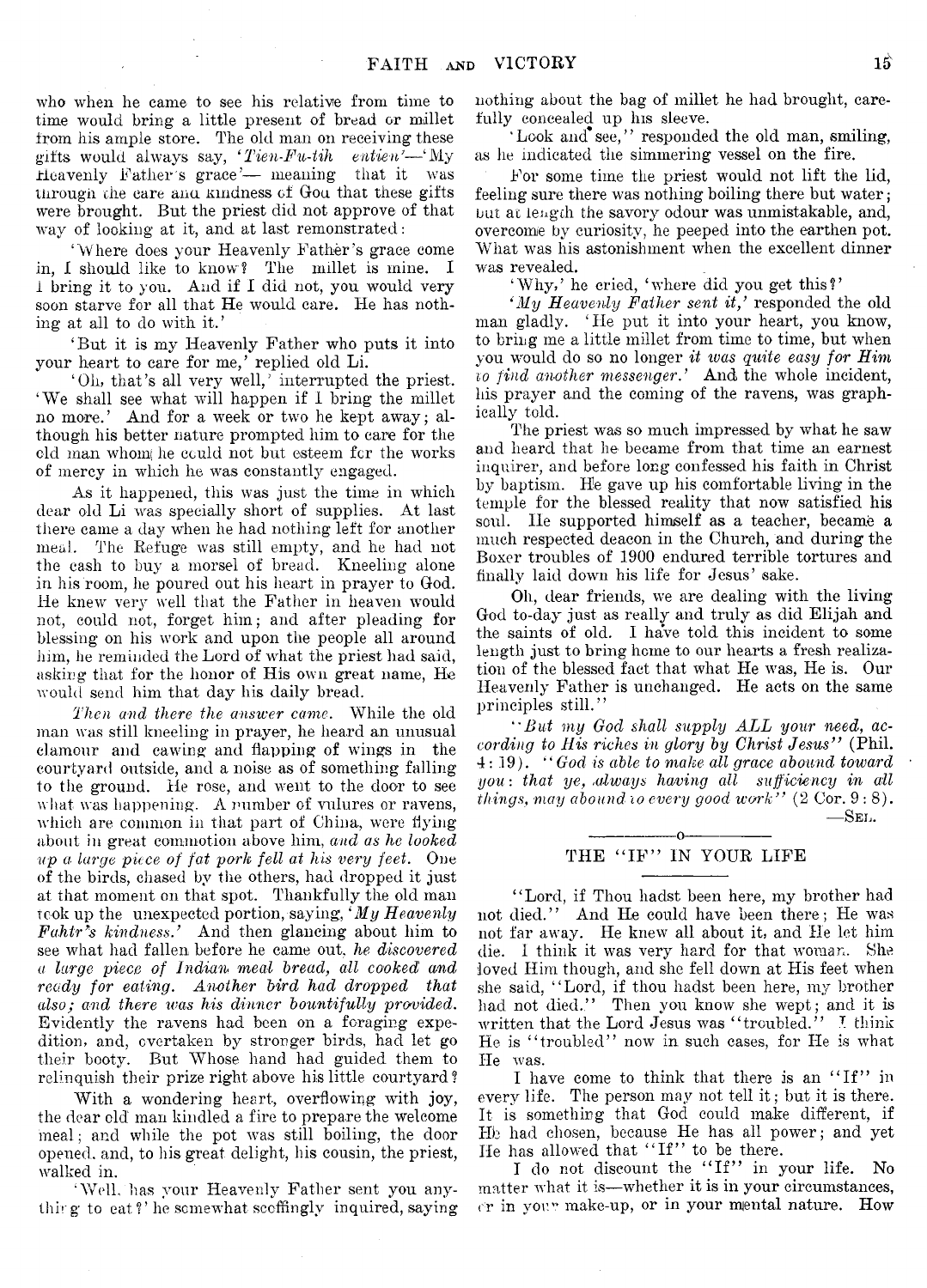who when he came to see his relative from time to time would bring a little present of bread or millet from his ample store. The old man on receiving these gifts would always say, '*Tien-Fu-tih entien'*—'My Heavenly Father's grace'— meaning that it was through the care and kindness of God that these gifts were brought. But the priest did not approve of that way of looking at it, and at last remonstrated:

'Where does your Heavenly Father's grace come in, I should like to know? The millet is mine. I bring it to you. And if I did not, you would very soon starve for all that He would care. He has nothing at all to do with it.'

'But it is my Heavenly Father who puts it into your heart to care for me,' replied old Li.

'Oh, that's all very well,' interrupted the priest. 'We shall see what will happen if I bring the millet no more.' And for a week or two he kept away; although his better nature prompted him to care for the old man whom he could not but esteem for the works of mercy in which he was constantly engaged.

As it happened, this was just the time in which dear old Li was specially short of supplies. At last there came a day when he had nothing left for another meal. The Refuge was still empty, and he had not the cash to buy a morsel of bread. Kneeling alone in his room, he poured out his heart in prayer to God. He knew very well that the Father in heaven would not, could not, forget him; and after pleading for blessing on his work and upon the people all around him, he reminded the Lord of what the priest had said, asking that for the honor of His own great name, He would send him that day his daily bread.

*Then and there the answer came.* While the old man was still kneeling in prayer, he heard an unusual clamour and cawing and flapping of wings in the courtyard outside, and a noise as of something falling to the ground. He rose, and went to the door to see what was happening. A number of vultures or ravens, which are common in that part of China, were flying about in great commotion above him, *and as he looked up a large piece of fat pork fell at his very feet.* One of the birds, chased by the others, had dropped it just at that moment on that spot. Thankfully the old man took up the unexpected portion, saying, '*My Heavenly Fahtr's kindness.*' And then glancing about him to see what had fallen before he came out, *he discovered a large piece of Indian meal bread, all cooked and ready for eating. Another bird had dropped that also; and there was his dinner bountifully provided.* Evidently the ravens had been on a foraging expedition, and, overtaken by stronger birds, had let go their booty. But Whose hand had guided them to relinquish their prize right above his little courtyard?

With a wondering heart, overflowing with joy, the dear old man kindled a fire to prepare the welcome meal; and while the pot was still boiling, the door opened, and, to his great delight, his cousin, the priest, walked in.

'Well, has your Heavenly Father sent you anything to eat?' he somewhat scoffingly inquired, saying nothing about the bag of millet he had brought, carefully concealed up his sleeve.

'Look and see,'' responded the old man, smiling, as he indicated the simmering vessel on the fire.

For some time the priest would not lift the lid, feeling sure there was nothing boiling there but water; but at length the savory odour was unmistakable, and, overcome by curiosity, he peeped into the earthen pot. What was his astonishment when the excellent dinner was revealed.

'Why,' he cried, 'where did you get this?'

'*My Heavenly Father sent it,*' responded the old man gladly. 'He put it into your heart, you know, to bring me a little millet from time to time, but when you would do so no longer *it was quite easy for Him to find another messenger.*' And the whole incident, his prayer and the coming of the ravens, was graphically told.

The priest was so much impressed by what he saw and heard that he became from that time an earnest inquirer, and before long confessed his faith in Christ by baptism. He gave up his comfortable living in the temple for the blessed reality that now satisfied his soul. He supported himself as a teacher, became a much respected deacon in the Church, and during the Boxer troubles of 1900 endured terrible tortures and finally laid down his life for Jesus' sake.

Oh, dear friends, we are dealing with the living God to-day just as really and truly as did Elijah and the saints of old. I have told this incident to some length just to bring home to our hearts a fresh realization of the blessed fact that what He was, He is. Our Heavenly Father is unchanged. He acts on the same principles still.''

''*But my God shall supply ALL your need, according to His riches in glory by Christ Jesus*'' (Phil. 4: 19). ''*God is able to make all grace abound toward you: that ye, always having all sufficiency in all things, may abound to every good work*'' (2 Cor. 9: 8).

—SEL.

---

## THE "IF" IN YOUR LIFE

''Lord, if Thou hadst been here, my brother had not died.'' And He could have been there; He was not far away. He knew all about it, and He let him die. I think it was very hard for that woman. She loved Him though, and she fell down at His feet when she said, ''Lord, if thou hadst been here, my brother had not died.'' Then you know she wept; and it is written that the Lord Jesus was ''troubled.'' I think He is ''troubled'' now in such cases, for He is what He was.

I have come to think that there is an ''If'' in every life. The person may not tell it; but it is there. It is something that God could make different, if He had chosen, because He has all power; and yet He has allowed that ''If'' to be there.

I do not discount the ''If'' in your life. No matter what it is—whether it is in your circumstances, or in your make-up, or in your mental nature. How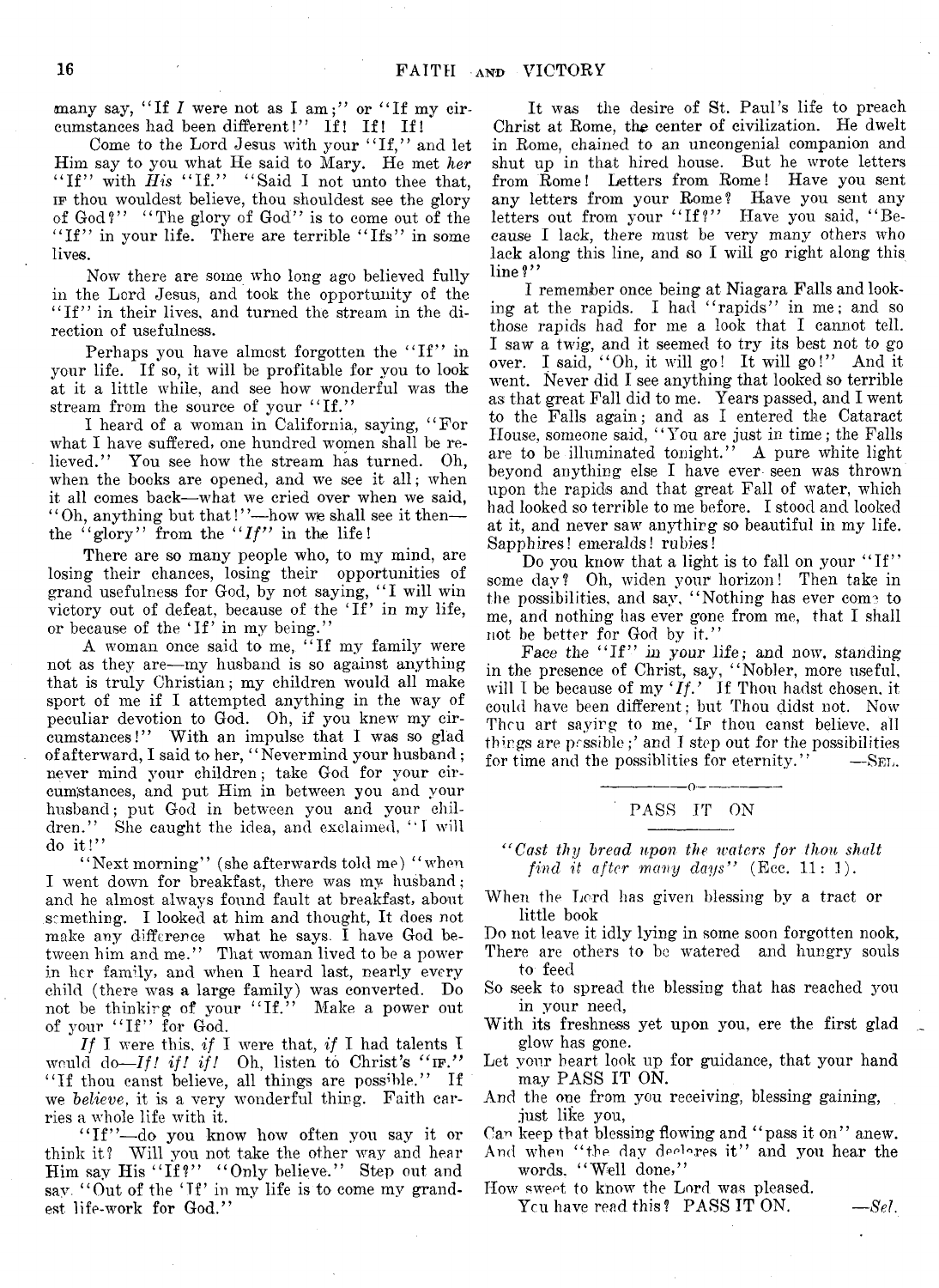many say, "If *I* were not as I am;" or "If my circumstances had been different!" If! If! If!

Come to the Lord Jesus with your "If," and let Him say to you what He said to Mary. He met *her* "If" with *His* "If." "Said I not unto thee that, IF thou wouldest believe, thou shouldest see the glory of God?" "The glory of God" is to come out of the "If" in your life. There are terrible "Ifs" in some lives.

Now there are some who long ago believed fully in the Lord Jesus, and took the opportunity of the "If" in their lives, and turned the stream in the direction of usefulness.

Perhaps you have almost forgotten the "If" in your life. If so, it will be profitable for you to look at it a little while, and see how wonderful was the stream from the source of your "If."

I heard of a woman in California, saying, "For what I have suffered, one hundred women shall be relieved." You see how the stream has turned. Oh, when the books are opened, and we see it all; when it all comes back—what we cried over when we said, "Oh, anything but that!"—how we shall see it then—the "glory" from the "*If*" in the life!

There are so many people who, to my mind, are losing their chances, losing their opportunities of grand usefulness for God, by not saying, "I will win victory out of defeat, because of the 'If' in my life, or because of the 'If' in my being."

A woman once said to me, "If my family were not as they are—my husband is so against anything that is truly Christian; my children would all make sport of me if I attempted anything in the way of peculiar devotion to God. Oh, if you knew my circumstances!" With an impulse that I was so glad of afterward, I said to her, "Nevermind your husband; never mind your children; take God for your circumstances, and put Him in between you and your husband; put God in between you and your children." She caught the idea, and exclaimed, "I will do it!"

"Next morning" (she afterwards told me) "when I went down for breakfast, there was my husband; and he almost always found fault at breakfast, about something. I looked at him and thought, It does not make any difference what he says. I have God between him and me." That woman lived to be a power in her family, and when I heard last, nearly every child (there was a large family) was converted. Do not be thinking of your "If." Make a power out of your "If" for God.

*If* I were this, *if* I were that, *if* I had talents I would do—*If! if! if!* Oh, listen to Christ's "IF." "If thou canst believe, all things are possible." If we *believe*, it is a very wonderful thing. Faith carries a whole life with it.

"If"—do you know how often you say it or think it? Will you not take the other way and hear Him say His "If?" "Only believe." Step out and say, "Out of the 'If' in my life is to come my grandest life-work for God."

It was the desire of St. Paul's life to preach Christ at Rome, the center of civilization. He dwelt in Rome, chained to an uncongenial companion and shut up in that hired house. But he wrote letters from Rome! Letters from Rome! Have you sent any letters from your Rome? Have you sent any letters out from your "If?" Have you said, "Because I lack, there must be very many others who lack along this line, and so I will go right along this line?"

I remember once being at Niagara Falls and looking at the rapids. I had "rapids" in me; and so those rapids had for me a look that I cannot tell. I saw a twig, and it seemed to try its best not to go over. I said, "Oh, it will go! It will go!" And it went. Never did I see anything that looked so terrible as that great Fall did to me. Years passed, and I went to the Falls again; and as I entered the Cataract House, someone said, "You are just in time; the Falls are to be illuminated tonight." A pure white light beyond anything else I have ever seen was thrown upon the rapids and that great Fall of water, which had looked so terrible to me before. I stood and looked at it, and never saw anything so beautiful in my life. Sapphires! emeralds! rubies!

Do you know that a light is to fall on your "If" some day? Oh, widen your horizon! Then take in the possibilities, and say, "Nothing has ever come to me, and nothing has ever gone from me, that I shall not be better for God by it."

*Face the "If" in your life*; and now, standing in the presence of Christ, say, "Nobler, more useful, will I be because of my '*If.*' If Thou hadst chosen, it could have been different; but Thou didst not. Now Thou art saying to me, 'IF thou canst believe, all things are possible;' and I step out for the possibilities for time and the possiblities for eternity." —SEL.

---

## PASS IT ON

*"Cast thy bread upon the waters for thou shalt find it after many days"* (Ecc. 11: 1).

When the Lord has given blessing by a tract or little book
Do not leave it idly lying in some soon forgotten nook,
There are others to be watered and hungry souls to feed
So seek to spread the blessing that has reached you in your need,
With its freshness yet upon you, ere the first glad glow has gone.
Let your heart look up for guidance, that your hand may PASS IT ON.
And the one from you receiving, blessing gaining, just like you,
Can keep that blessing flowing and "pass it on" anew.
And when "the day declares it" and you hear the words, "Well done,"
How sweet to know the Lord was pleased.
You have read this? PASS IT ON. —*Sel.*